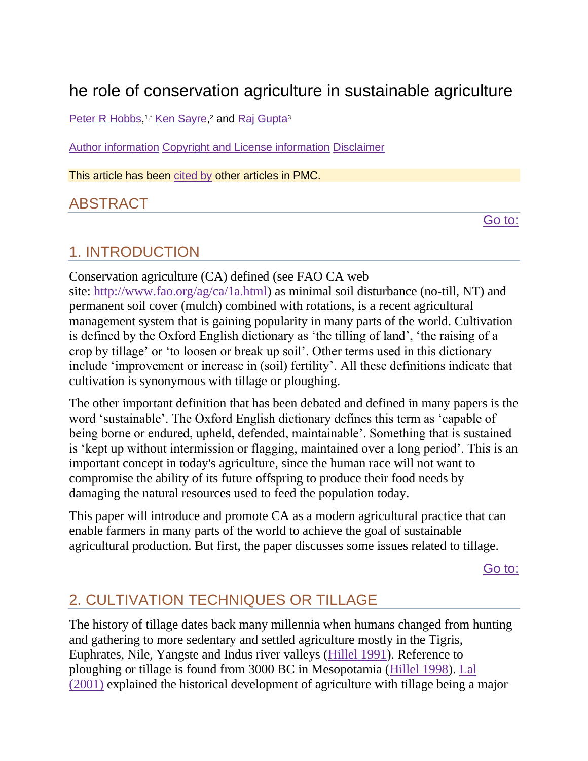# he role of conservation agriculture in sustainable agriculture

Peter R Hobbs,[1,*] Ken Sayre,[2] and Raj Gupta[3]

Author information Copyright and License information Disclaimer

This article has been cited by other articles in PMC.

## ABSTRACT

Go to:

## 1. INTRODUCTION

Conservation agriculture (CA) defined (see FAO CA web site: http://www.fao.org/ag/ca/1a.html) as minimal soil disturbance (no-till, NT) and permanent soil cover (mulch) combined with rotations, is a recent agricultural management system that is gaining popularity in many parts of the world. Cultivation is defined by the Oxford English dictionary as 'the tilling of land', 'the raising of a crop by tillage' or 'to loosen or break up soil'. Other terms used in this dictionary include 'improvement or increase in (soil) fertility'. All these definitions indicate that cultivation is synonymous with tillage or ploughing.

The other important definition that has been debated and defined in many papers is the word 'sustainable'. The Oxford English dictionary defines this term as 'capable of being borne or endured, upheld, defended, maintainable'. Something that is sustained is 'kept up without intermission or flagging, maintained over a long period'. This is an important concept in today's agriculture, since the human race will not want to compromise the ability of its future offspring to produce their food needs by damaging the natural resources used to feed the population today.

This paper will introduce and promote CA as a modern agricultural practice that can enable farmers in many parts of the world to achieve the goal of sustainable agricultural production. But first, the paper discusses some issues related to tillage.

Go to:

## 2. CULTIVATION TECHNIQUES OR TILLAGE

The history of tillage dates back many millennia when humans changed from hunting and gathering to more sedentary and settled agriculture mostly in the Tigris, Euphrates, Nile, Yangste and Indus river valleys (Hillel 1991). Reference to ploughing or tillage is found from 3000 BC in Mesopotamia (Hillel 1998). Lal (2001) explained the historical development of agriculture with tillage being a major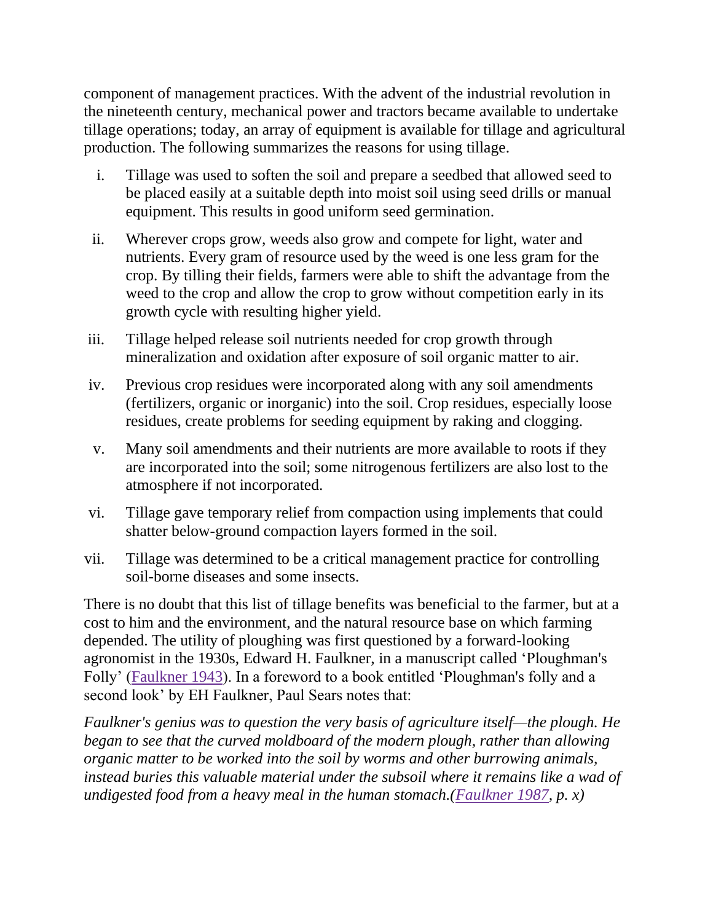component of management practices. With the advent of the industrial revolution in the nineteenth century, mechanical power and tractors became available to undertake tillage operations; today, an array of equipment is available for tillage and agricultural production. The following summarizes the reasons for using tillage.

i. Tillage was used to soften the soil and prepare a seedbed that allowed seed to be placed easily at a suitable depth into moist soil using seed drills or manual equipment. This results in good uniform seed germination.

ii. Wherever crops grow, weeds also grow and compete for light, water and nutrients. Every gram of resource used by the weed is one less gram for the crop. By tilling their fields, farmers were able to shift the advantage from the weed to the crop and allow the crop to grow without competition early in its growth cycle with resulting higher yield.

iii. Tillage helped release soil nutrients needed for crop growth through mineralization and oxidation after exposure of soil organic matter to air.

iv. Previous crop residues were incorporated along with any soil amendments (fertilizers, organic or inorganic) into the soil. Crop residues, especially loose residues, create problems for seeding equipment by raking and clogging.

v. Many soil amendments and their nutrients are more available to roots if they are incorporated into the soil; some nitrogenous fertilizers are also lost to the atmosphere if not incorporated.

vi. Tillage gave temporary relief from compaction using implements that could shatter below-ground compaction layers formed in the soil.

vii. Tillage was determined to be a critical management practice for controlling soil-borne diseases and some insects.

There is no doubt that this list of tillage benefits was beneficial to the farmer, but at a cost to him and the environment, and the natural resource base on which farming depended. The utility of ploughing was first questioned by a forward-looking agronomist in the 1930s, Edward H. Faulkner, in a manuscript called 'Ploughman's Folly' (Faulkner 1943). In a foreword to a book entitled 'Ploughman's folly and a second look' by EH Faulkner, Paul Sears notes that:

*Faulkner's genius was to question the very basis of agriculture itself—the plough. He began to see that the curved moldboard of the modern plough, rather than allowing organic matter to be worked into the soil by worms and other burrowing animals, instead buries this valuable material under the subsoil where it remains like a wad of undigested food from a heavy meal in the human stomach.(Faulkner 1987, p. x)*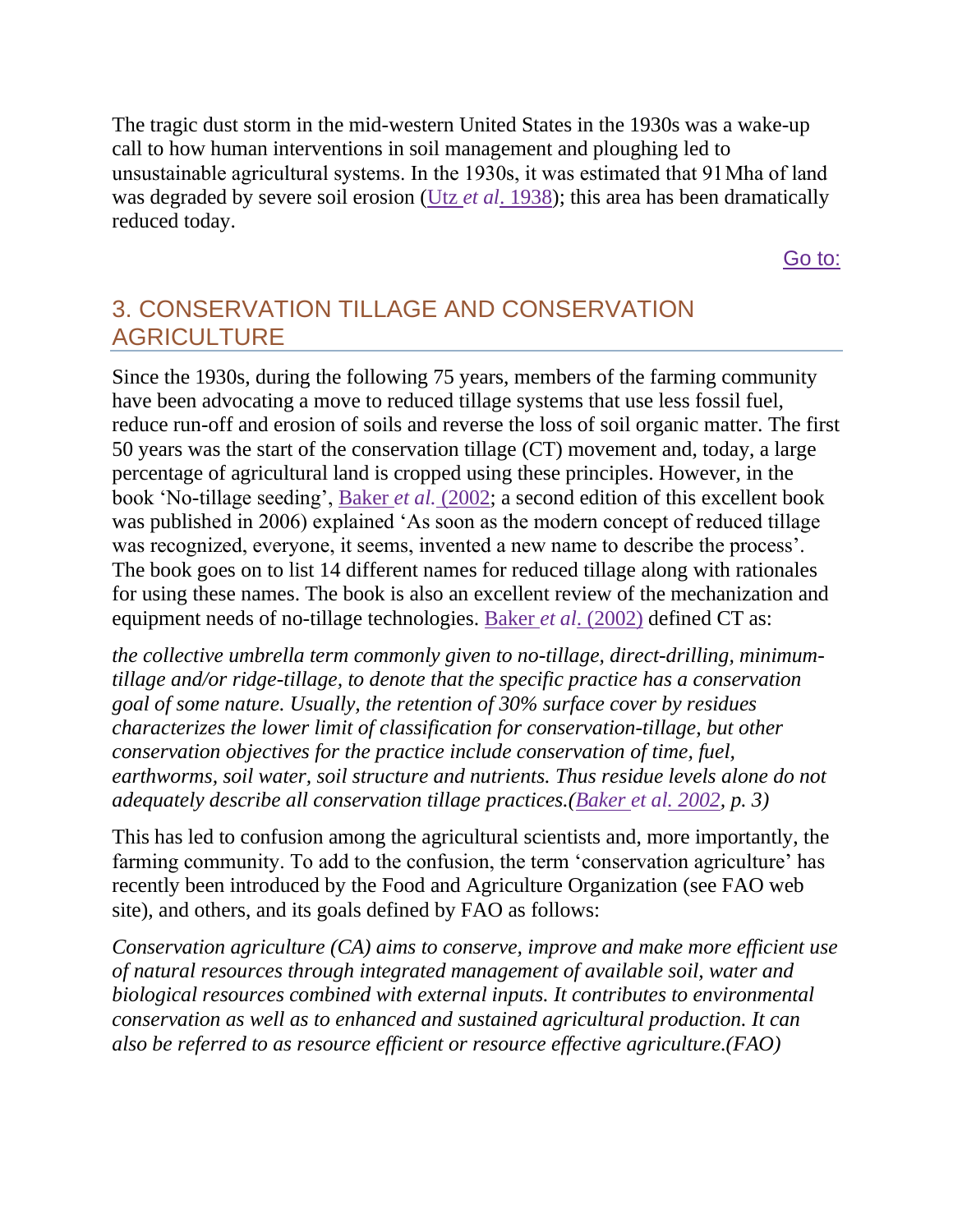The tragic dust storm in the mid-western United States in the 1930s was a wake-up call to how human interventions in soil management and ploughing led to unsustainable agricultural systems. In the 1930s, it was estimated that 91 Mha of land was degraded by severe soil erosion (Utz *et al*. 1938); this area has been dramatically reduced today.

Go to:

## 3. CONSERVATION TILLAGE AND CONSERVATION AGRICULTURE

Since the 1930s, during the following 75 years, members of the farming community have been advocating a move to reduced tillage systems that use less fossil fuel, reduce run-off and erosion of soils and reverse the loss of soil organic matter. The first 50 years was the start of the conservation tillage (CT) movement and, today, a large percentage of agricultural land is cropped using these principles. However, in the book 'No-tillage seeding', Baker *et al.* (2002; a second edition of this excellent book was published in 2006) explained 'As soon as the modern concept of reduced tillage was recognized, everyone, it seems, invented a new name to describe the process'. The book goes on to list 14 different names for reduced tillage along with rationales for using these names. The book is also an excellent review of the mechanization and equipment needs of no-tillage technologies. Baker *et al*. (2002) defined CT as:

*the collective umbrella term commonly given to no-tillage, direct-drilling, minimum-tillage and/or ridge-tillage, to denote that the specific practice has a conservation goal of some nature. Usually, the retention of 30% surface cover by residues characterizes the lower limit of classification for conservation-tillage, but other conservation objectives for the practice include conservation of time, fuel, earthworms, soil water, soil structure and nutrients. Thus residue levels alone do not adequately describe all conservation tillage practices.(Baker et al. 2002, p. 3)*

This has led to confusion among the agricultural scientists and, more importantly, the farming community. To add to the confusion, the term 'conservation agriculture' has recently been introduced by the Food and Agriculture Organization (see FAO web site), and others, and its goals defined by FAO as follows:

*Conservation agriculture (CA) aims to conserve, improve and make more efficient use of natural resources through integrated management of available soil, water and biological resources combined with external inputs. It contributes to environmental conservation as well as to enhanced and sustained agricultural production. It can also be referred to as resource efficient or resource effective agriculture.(FAO)*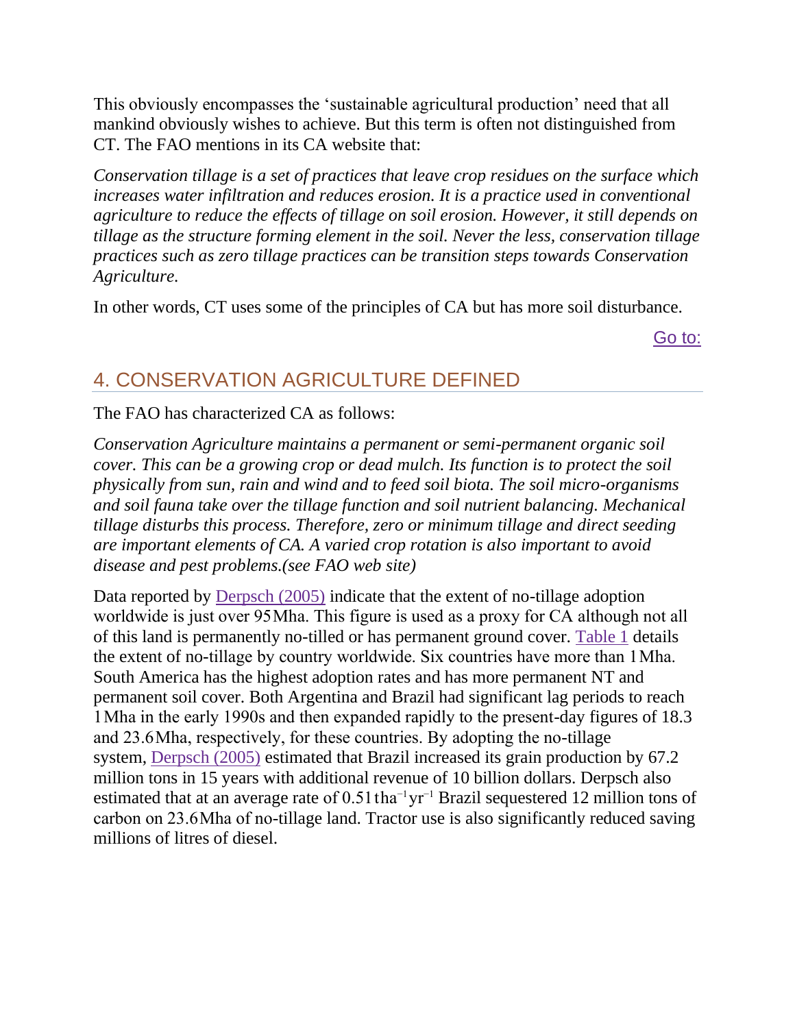This obviously encompasses the 'sustainable agricultural production' need that all mankind obviously wishes to achieve. But this term is often not distinguished from CT. The FAO mentions in its CA website that:

*Conservation tillage is a set of practices that leave crop residues on the surface which increases water infiltration and reduces erosion. It is a practice used in conventional agriculture to reduce the effects of tillage on soil erosion. However, it still depends on tillage as the structure forming element in the soil. Never the less, conservation tillage practices such as zero tillage practices can be transition steps towards Conservation Agriculture.*

In other words, CT uses some of the principles of CA but has more soil disturbance.

Go to:

## 4. CONSERVATION AGRICULTURE DEFINED

The FAO has characterized CA as follows:

*Conservation Agriculture maintains a permanent or semi-permanent organic soil cover. This can be a growing crop or dead mulch. Its function is to protect the soil physically from sun, rain and wind and to feed soil biota. The soil micro-organisms and soil fauna take over the tillage function and soil nutrient balancing. Mechanical tillage disturbs this process. Therefore, zero or minimum tillage and direct seeding are important elements of CA. A varied crop rotation is also important to avoid disease and pest problems.(see FAO web site)*

Data reported by Derpsch (2005) indicate that the extent of no-tillage adoption worldwide is just over 95 Mha. This figure is used as a proxy for CA although not all of this land is permanently no-tilled or has permanent ground cover. Table 1 details the extent of no-tillage by country worldwide. Six countries have more than 1 Mha. South America has the highest adoption rates and has more permanent NT and permanent soil cover. Both Argentina and Brazil had significant lag periods to reach 1 Mha in the early 1990s and then expanded rapidly to the present-day figures of 18.3 and 23.6 Mha, respectively, for these countries. By adopting the no-tillage system, Derpsch (2005) estimated that Brazil increased its grain production by 67.2 million tons in 15 years with additional revenue of 10 billion dollars. Derpsch also estimated that at an average rate of 0.51 $\text{t ha}^{-1}\,\text{yr}^{-1}$ Brazil sequestered 12 million tons of carbon on 23.6 Mha of no-tillage land. Tractor use is also significantly reduced saving millions of litres of diesel.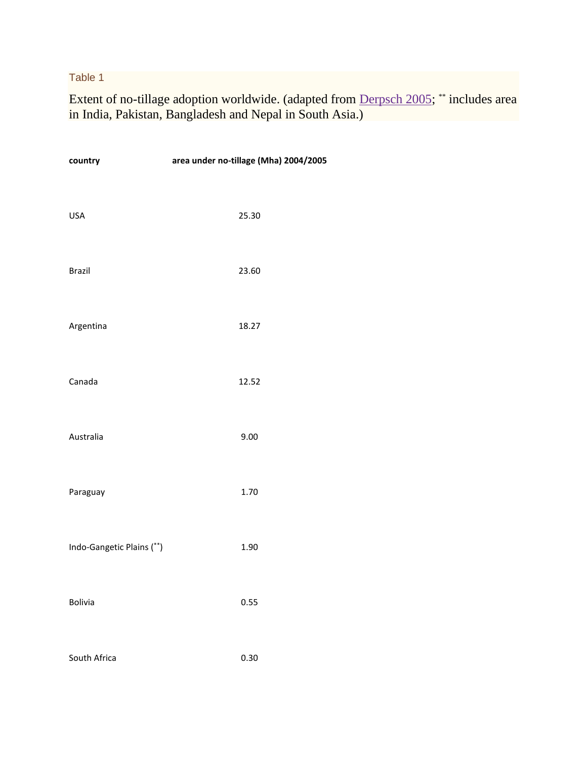Table 1

Extent of no-tillage adoption worldwide. (adapted from Derpsch 2005; ** includes area in India, Pakistan, Bangladesh and Nepal in South Asia.)

| country | area under no-tillage (Mha) 2004/2005 |
|---|---|
| USA | 25.30 |
| Brazil | 23.60 |
| Argentina | 18.27 |
| Canada | 12.52 |
| Australia | 9.00 |
| Paraguay | 1.70 |
| Indo-Gangetic Plains (**) | 1.90 |
| Bolivia | 0.55 |
| South Africa | 0.30 |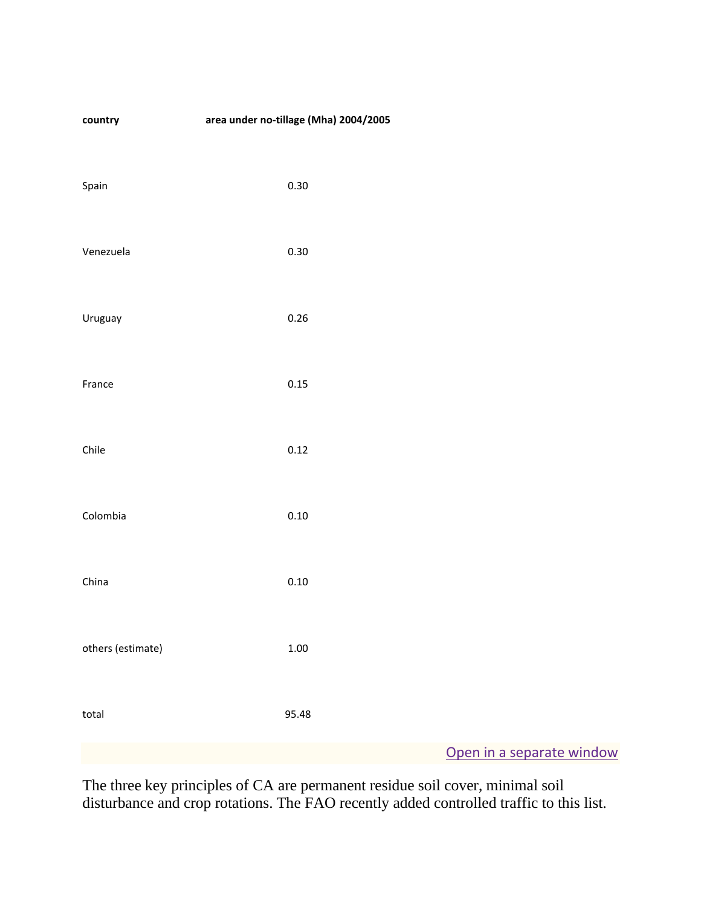| country | area under no-tillage (Mha) 2004/2005 |
| --- | --- |
| Spain | 0.30 |
| Venezuela | 0.30 |
| Uruguay | 0.26 |
| France | 0.15 |
| Chile | 0.12 |
| Colombia | 0.10 |
| China | 0.10 |
| others (estimate) | 1.00 |
| total | 95.48 |

Open in a separate window

The three key principles of CA are permanent residue soil cover, minimal soil disturbance and crop rotations. The FAO recently added controlled traffic to this list.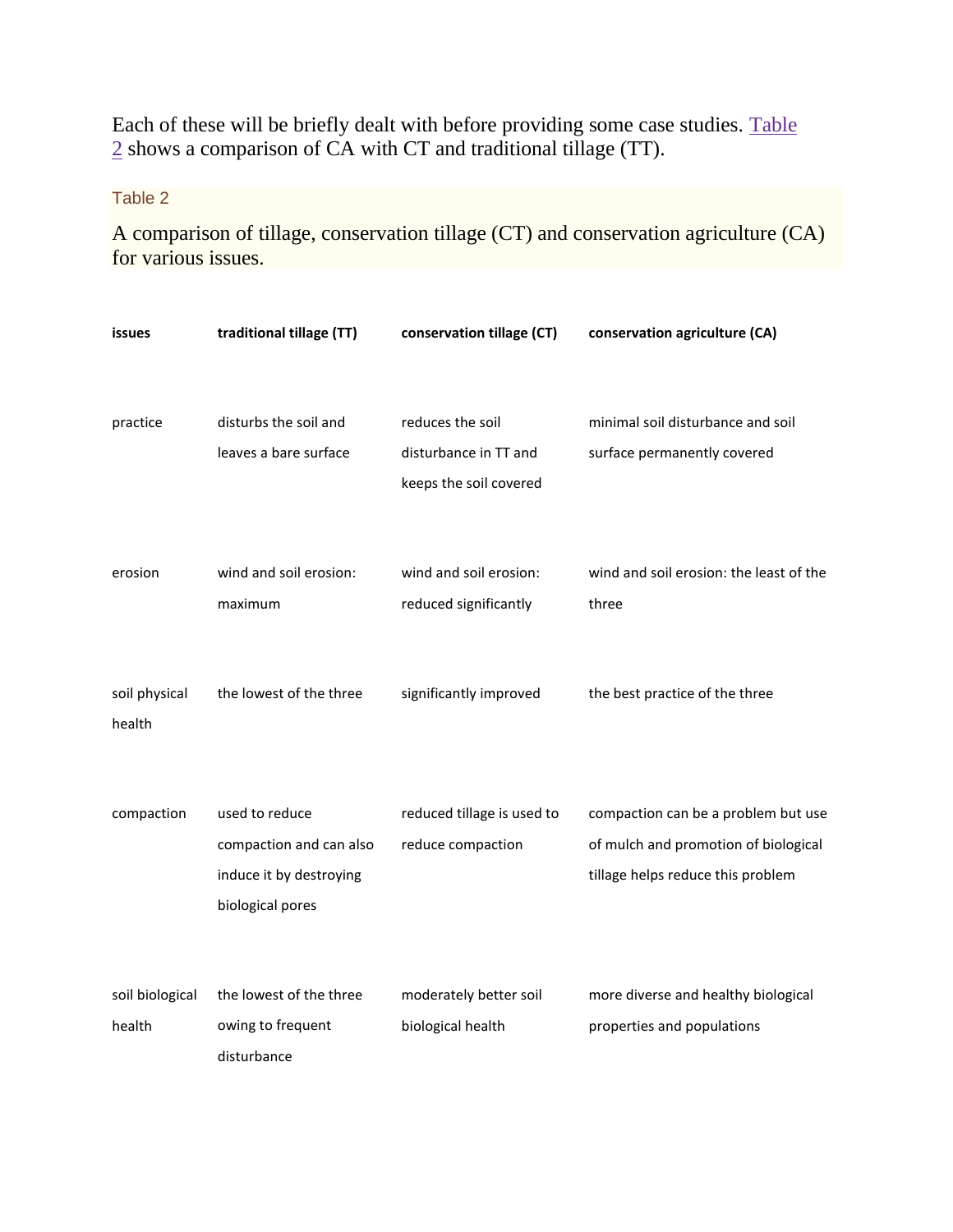Each of these will be briefly dealt with before providing some case studies. Table 2 shows a comparison of CA with CT and traditional tillage (TT).

Table 2

A comparison of tillage, conservation tillage (CT) and conservation agriculture (CA) for various issues.

| issues | traditional tillage (TT) | conservation tillage (CT) | conservation agriculture (CA) |
|---|---|---|---|
| practice | disturbs the soil and leaves a bare surface | reduces the soil disturbance in TT and keeps the soil covered | minimal soil disturbance and soil surface permanently covered |
| erosion | wind and soil erosion: maximum | wind and soil erosion: reduced significantly | wind and soil erosion: the least of the three |
| soil physical health | the lowest of the three | significantly improved | the best practice of the three |
| compaction | used to reduce compaction and can also induce it by destroying biological pores | reduced tillage is used to reduce compaction | compaction can be a problem but use of mulch and promotion of biological tillage helps reduce this problem |
| soil biological health | the lowest of the three owing to frequent disturbance | moderately better soil biological health | more diverse and healthy biological properties and populations |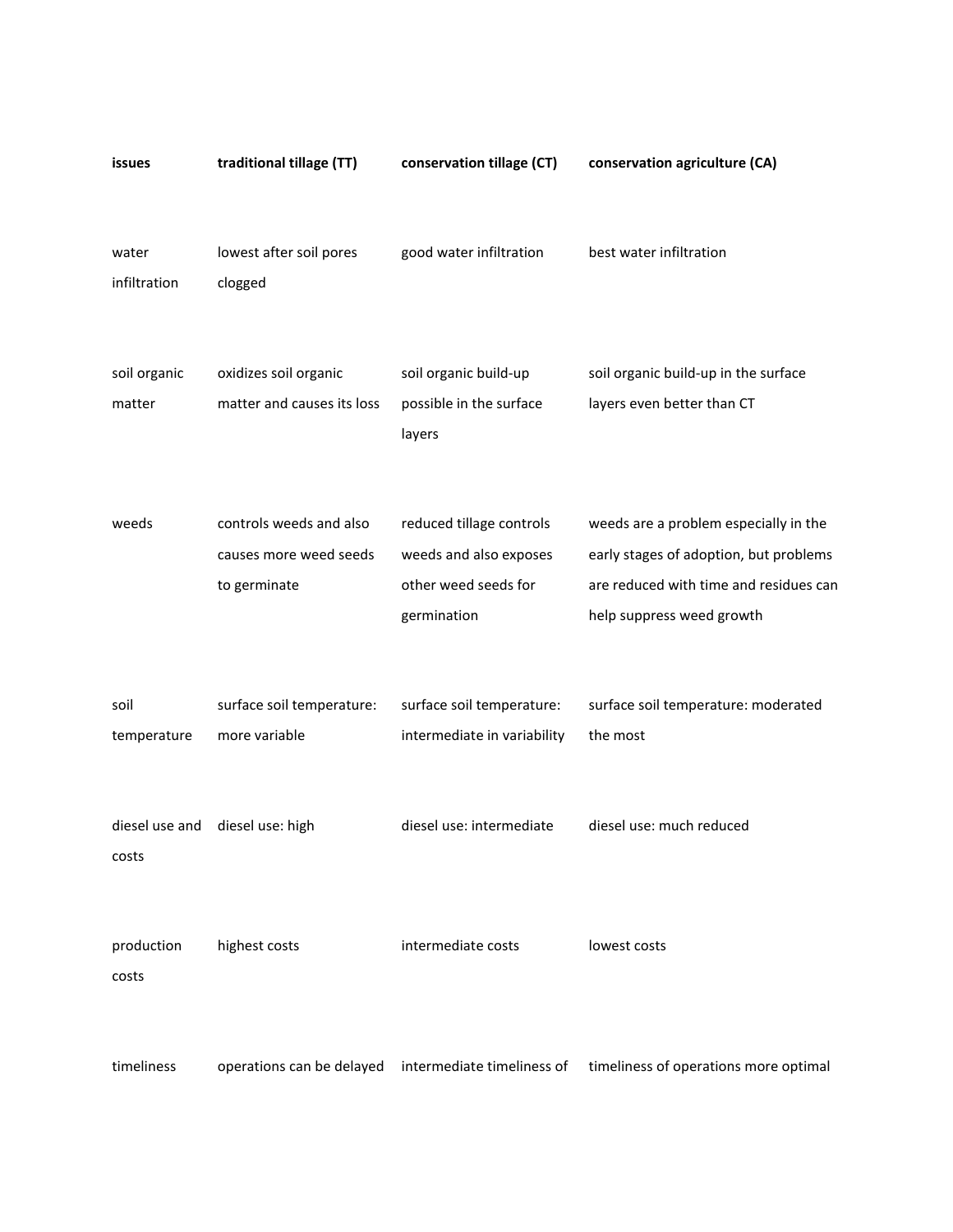| issues | traditional tillage (TT) | conservation tillage (CT) | conservation agriculture (CA) |
|---|---|---|---|
| water infiltration | lowest after soil pores clogged | good water infiltration | best water infiltration |
| soil organic matter | oxidizes soil organic matter and causes its loss | soil organic build-up possible in the surface layers | soil organic build-up in the surface layers even better than CT |
| weeds | controls weeds and also causes more weed seeds to germinate | reduced tillage controls weeds and also exposes other weed seeds for germination | weeds are a problem especially in the early stages of adoption, but problems are reduced with time and residues can help suppress weed growth |
| soil temperature | surface soil temperature: more variable | surface soil temperature: intermediate in variability | surface soil temperature: moderated the most |
| diesel use and costs | diesel use: high | diesel use: intermediate | diesel use: much reduced |
| production costs | highest costs | intermediate costs | lowest costs |
| timeliness | operations can be delayed | intermediate timeliness of | timeliness of operations more optimal |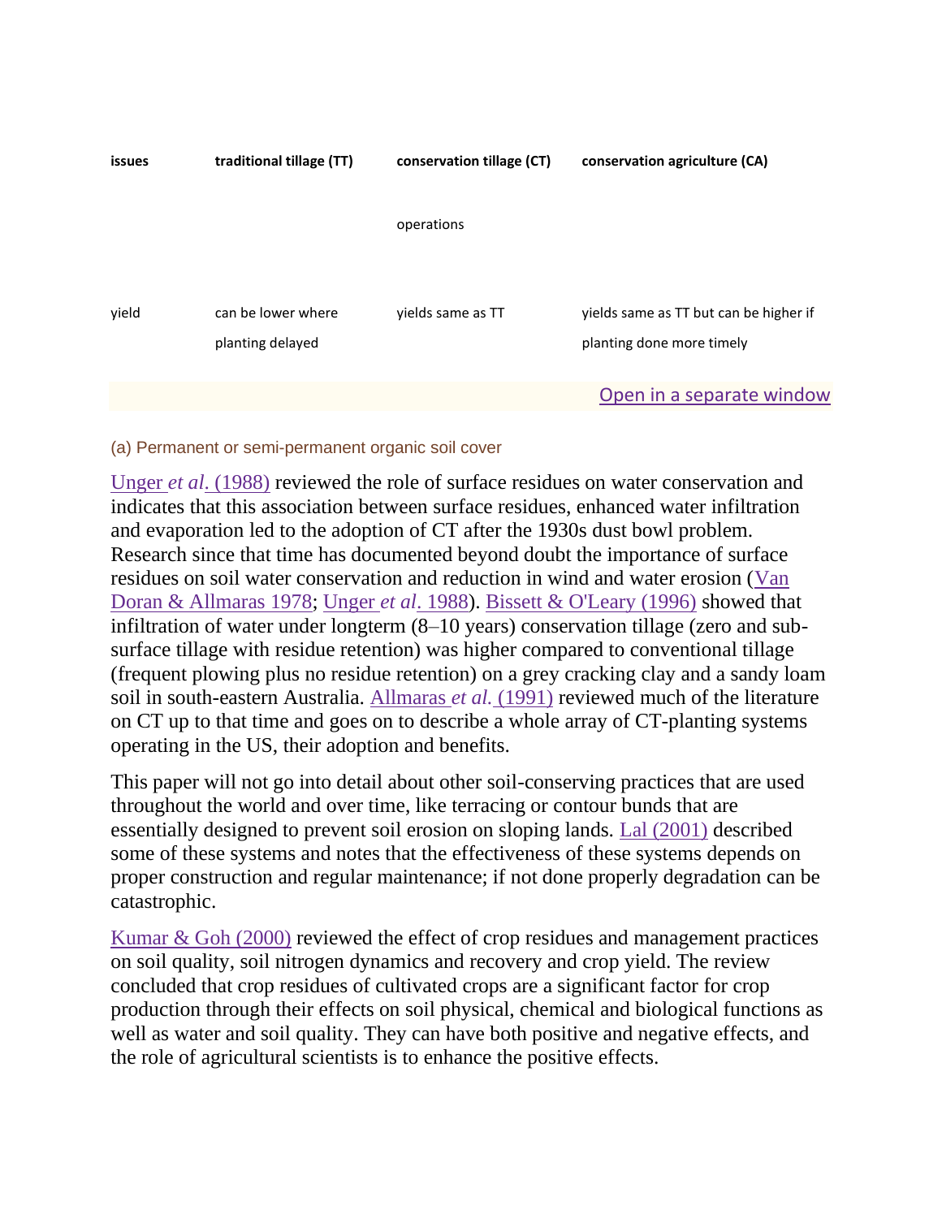| issues | traditional tillage (TT) | conservation tillage (CT) | conservation agriculture (CA) |
|---|---|---|---|
| | | operations | |
| yield | can be lower where planting delayed | yields same as TT | yields same as TT but can be higher if planting done more timely |

Open in a separate window

### (a) Permanent or semi-permanent organic soil cover

Unger *et al*. (1988) reviewed the role of surface residues on water conservation and indicates that this association between surface residues, enhanced water infiltration and evaporation led to the adoption of CT after the 1930s dust bowl problem. Research since that time has documented beyond doubt the importance of surface residues on soil water conservation and reduction in wind and water erosion (Van Doran & Allmaras 1978; Unger *et al*. 1988). Bissett & O'Leary (1996) showed that infiltration of water under longterm (8–10 years) conservation tillage (zero and sub-surface tillage with residue retention) was higher compared to conventional tillage (frequent plowing plus no residue retention) on a grey cracking clay and a sandy loam soil in south-eastern Australia. Allmaras *et al.* (1991) reviewed much of the literature on CT up to that time and goes on to describe a whole array of CT-planting systems operating in the US, their adoption and benefits.

This paper will not go into detail about other soil-conserving practices that are used throughout the world and over time, like terracing or contour bunds that are essentially designed to prevent soil erosion on sloping lands. Lal (2001) described some of these systems and notes that the effectiveness of these systems depends on proper construction and regular maintenance; if not done properly degradation can be catastrophic.

Kumar & Goh (2000) reviewed the effect of crop residues and management practices on soil quality, soil nitrogen dynamics and recovery and crop yield. The review concluded that crop residues of cultivated crops are a significant factor for crop production through their effects on soil physical, chemical and biological functions as well as water and soil quality. They can have both positive and negative effects, and the role of agricultural scientists is to enhance the positive effects.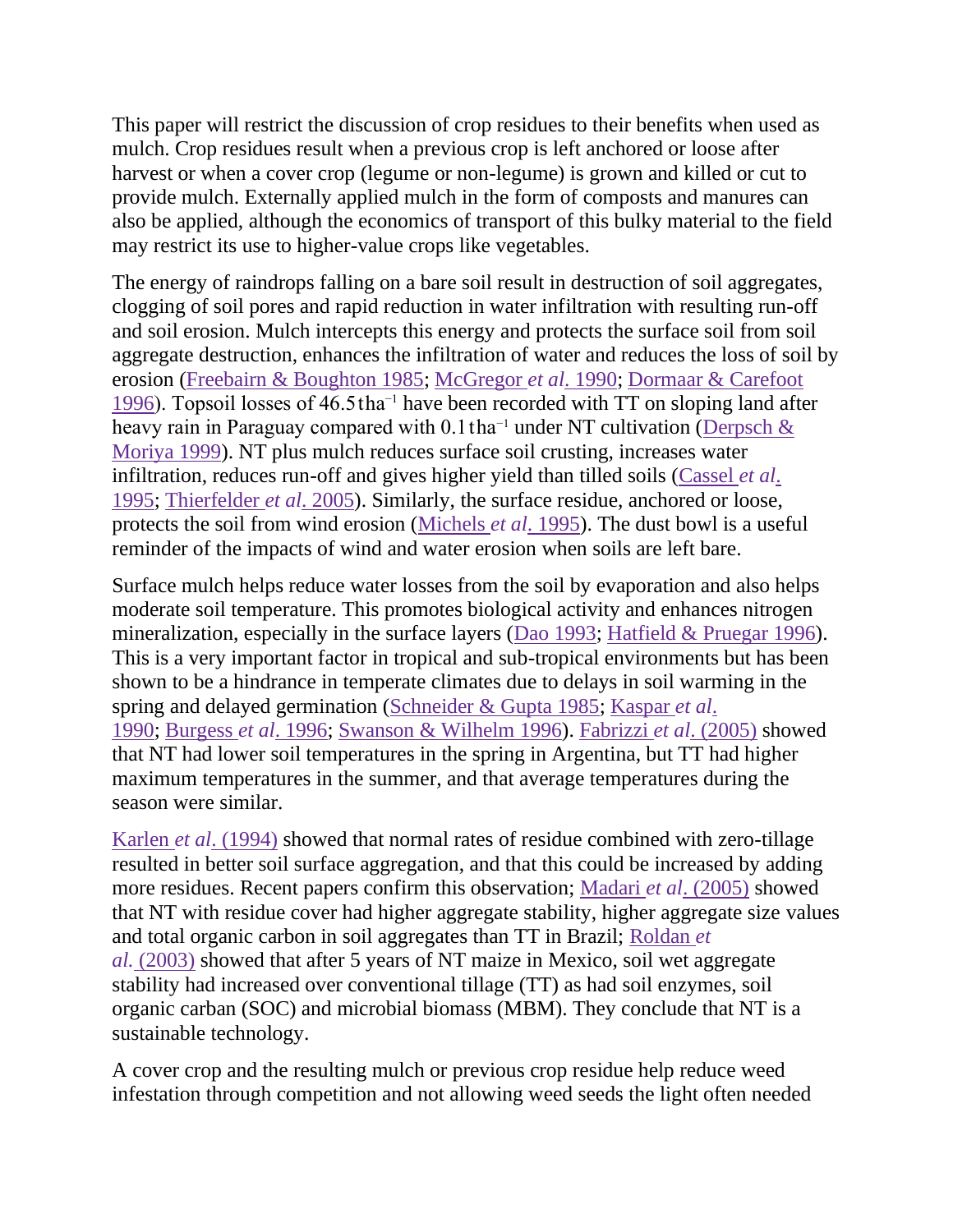This paper will restrict the discussion of crop residues to their benefits when used as mulch. Crop residues result when a previous crop is left anchored or loose after harvest or when a cover crop (legume or non-legume) is grown and killed or cut to provide mulch. Externally applied mulch in the form of composts and manures can also be applied, although the economics of transport of this bulky material to the field may restrict its use to higher-value crops like vegetables.

The energy of raindrops falling on a bare soil result in destruction of soil aggregates, clogging of soil pores and rapid reduction in water infiltration with resulting run-off and soil erosion. Mulch intercepts this energy and protects the surface soil from soil aggregate destruction, enhances the infiltration of water and reduces the loss of soil by erosion (Freebairn & Boughton 1985; McGregor *et al.* 1990; Dormaar & Carefoot 1996). Topsoil losses of 46.5 t ha$^{-1}$ have been recorded with TT on sloping land after heavy rain in Paraguay compared with 0.1 t ha$^{-1}$ under NT cultivation (Derpsch & Moriya 1999). NT plus mulch reduces surface soil crusting, increases water infiltration, reduces run-off and gives higher yield than tilled soils (Cassel *et al.* 1995; Thierfelder *et al.* 2005). Similarly, the surface residue, anchored or loose, protects the soil from wind erosion (Michels *et al.* 1995). The dust bowl is a useful reminder of the impacts of wind and water erosion when soils are left bare.

Surface mulch helps reduce water losses from the soil by evaporation and also helps moderate soil temperature. This promotes biological activity and enhances nitrogen mineralization, especially in the surface layers (Dao 1993; Hatfield & Pruegar 1996). This is a very important factor in tropical and sub-tropical environments but has been shown to be a hindrance in temperate climates due to delays in soil warming in the spring and delayed germination (Schneider & Gupta 1985; Kaspar *et al.* 1990; Burgess *et al.* 1996; Swanson & Wilhelm 1996). Fabrizzi *et al.* (2005) showed that NT had lower soil temperatures in the spring in Argentina, but TT had higher maximum temperatures in the summer, and that average temperatures during the season were similar.

Karlen *et al.* (1994) showed that normal rates of residue combined with zero-tillage resulted in better soil surface aggregation, and that this could be increased by adding more residues. Recent papers confirm this observation; Madari *et al.* (2005) showed that NT with residue cover had higher aggregate stability, higher aggregate size values and total organic carbon in soil aggregates than TT in Brazil; Roldan *et al.* (2003) showed that after 5 years of NT maize in Mexico, soil wet aggregate stability had increased over conventional tillage (TT) as had soil enzymes, soil organic carban (SOC) and microbial biomass (MBM). They conclude that NT is a sustainable technology.

A cover crop and the resulting mulch or previous crop residue help reduce weed infestation through competition and not allowing weed seeds the light often needed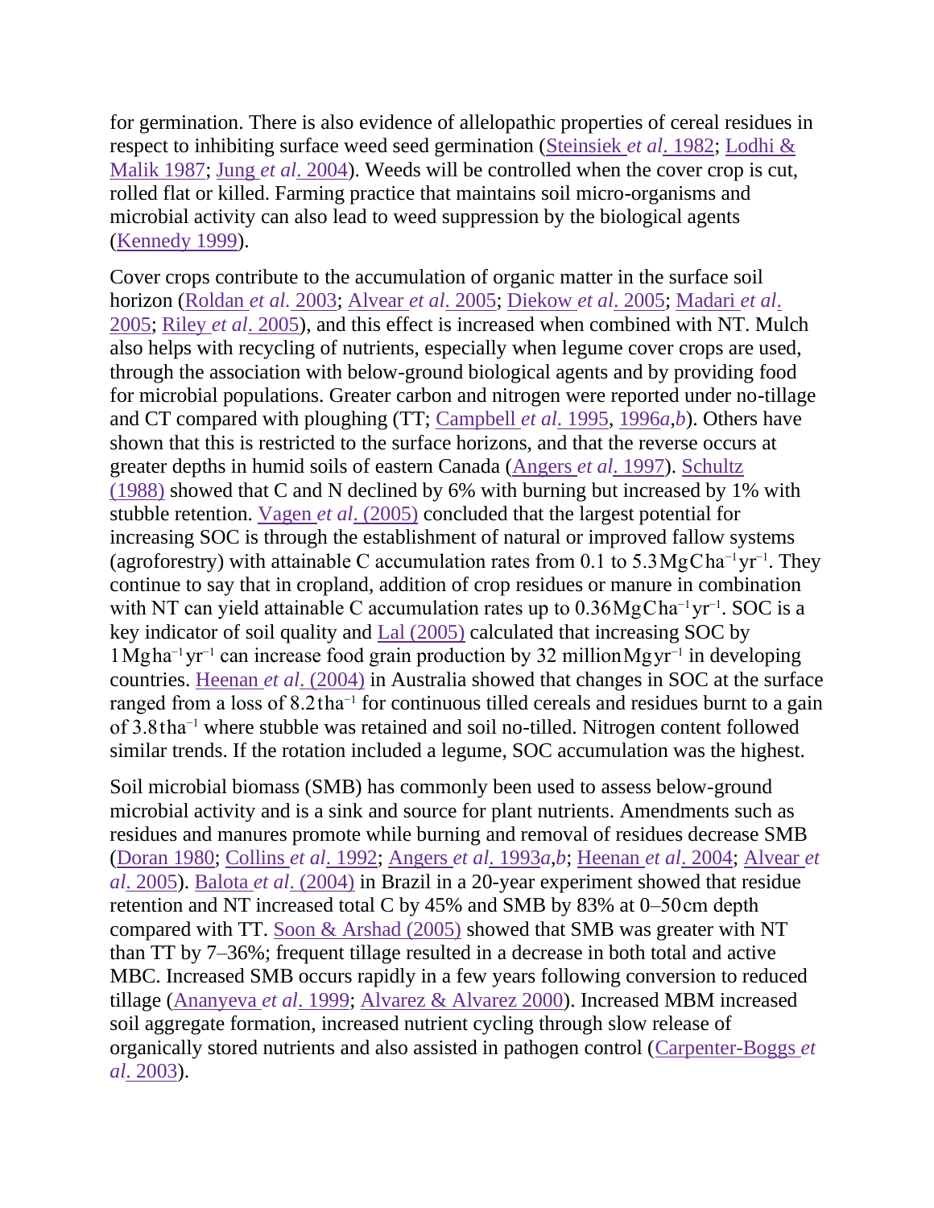for germination. There is also evidence of allelopathic properties of cereal residues in respect to inhibiting surface weed seed germination (Steinsiek *et al*. 1982; Lodhi & Malik 1987; Jung *et al*. 2004). Weeds will be controlled when the cover crop is cut, rolled flat or killed. Farming practice that maintains soil micro-organisms and microbial activity can also lead to weed suppression by the biological agents (Kennedy 1999).

Cover crops contribute to the accumulation of organic matter in the surface soil horizon (Roldan *et al.* 2003; Alvear *et al*. 2005; Diekow *et al*. 2005; Madari *et al*. 2005; Riley *et al*. 2005), and this effect is increased when combined with NT. Mulch also helps with recycling of nutrients, especially when legume cover crops are used, through the association with below-ground biological agents and by providing food for microbial populations. Greater carbon and nitrogen were reported under no-tillage and CT compared with ploughing (TT; Campbell *et al*. 1995, 1996*a*,*b*). Others have shown that this is restricted to the surface horizons, and that the reverse occurs at greater depths in humid soils of eastern Canada (Angers *et al*. 1997). Schultz (1988) showed that C and N declined by 6% with burning but increased by 1% with stubble retention. Vagen *et al*. (2005) concluded that the largest potential for increasing SOC is through the establishment of natural or improved fallow systems (agroforestry) with attainable C accumulation rates from 0.1 to $5.3\,\mathrm{Mg\,C\,ha^{-1}\,yr^{-1}}$. They continue to say that in cropland, addition of crop residues or manure in combination with NT can yield attainable C accumulation rates up to $0.36\,\mathrm{Mg\,C\,ha^{-1}\,yr^{-1}}$. SOC is a key indicator of soil quality and Lal (2005) calculated that increasing SOC by $1\,\mathrm{Mg\,ha^{-1}\,yr^{-1}}$ can increase food grain production by 32 million $\mathrm{Mg\,yr^{-1}}$ in developing countries. Heenan *et al*. (2004) in Australia showed that changes in SOC at the surface ranged from a loss of $8.2\,\mathrm{t\,ha^{-1}}$ for continuous tilled cereals and residues burnt to a gain of $3.8\,\mathrm{t\,ha^{-1}}$ where stubble was retained and soil no-tilled. Nitrogen content followed similar trends. If the rotation included a legume, SOC accumulation was the highest.

Soil microbial biomass (SMB) has commonly been used to assess below-ground microbial activity and is a sink and source for plant nutrients. Amendments such as residues and manures promote while burning and removal of residues decrease SMB (Doran 1980; Collins *et al*. 1992; Angers *et al*. 1993*a*,*b*; Heenan *et al*. 2004; Alvear *et al*. 2005). Balota *et al*. (2004) in Brazil in a 20-year experiment showed that residue retention and NT increased total C by 45% and SMB by 83% at 0–50 cm depth compared with TT. Soon & Arshad (2005) showed that SMB was greater with NT than TT by 7–36%; frequent tillage resulted in a decrease in both total and active MBC. Increased SMB occurs rapidly in a few years following conversion to reduced tillage (Ananyeva *et al*. 1999; Alvarez & Alvarez 2000). Increased MBM increased soil aggregate formation, increased nutrient cycling through slow release of organically stored nutrients and also assisted in pathogen control (Carpenter-Boggs *et al*. 2003).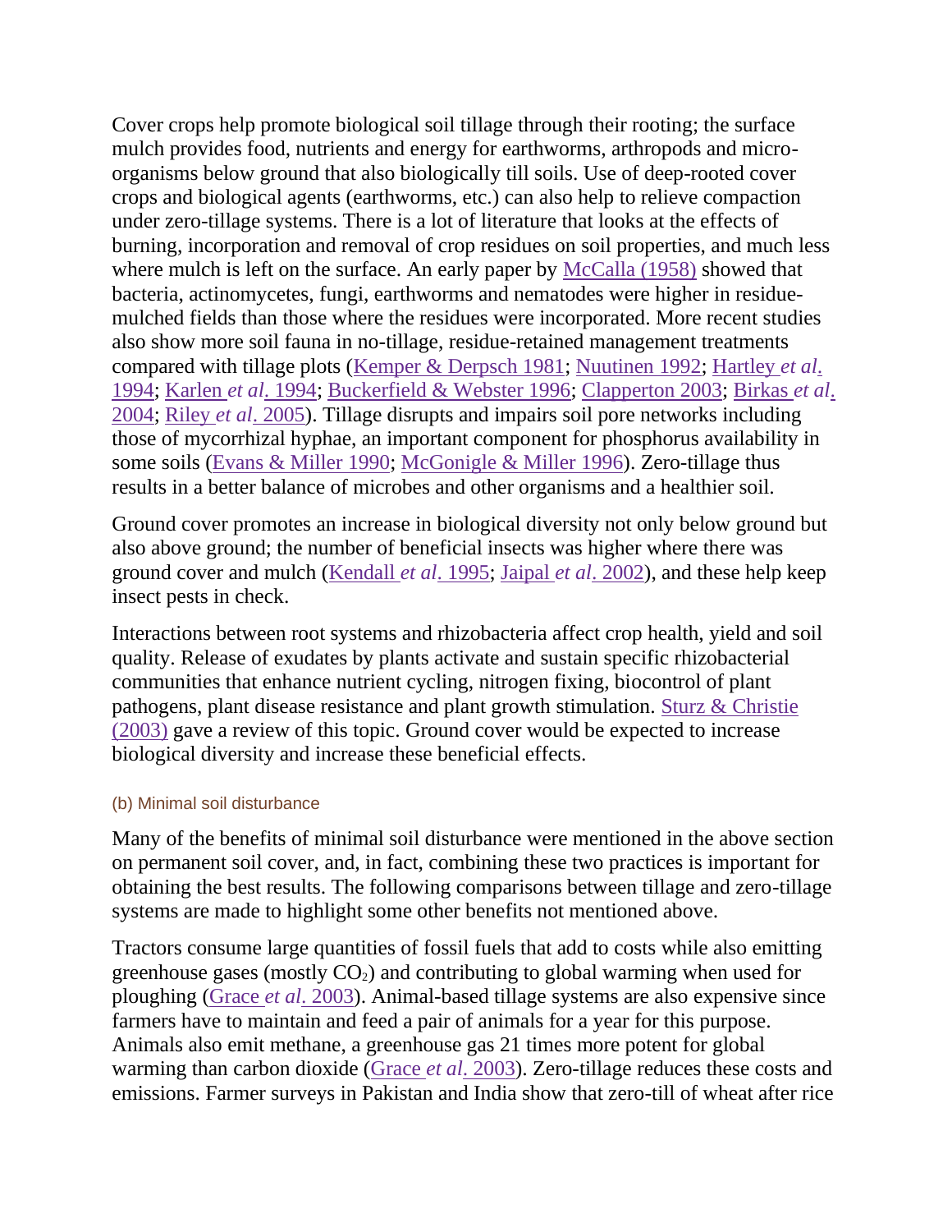Cover crops help promote biological soil tillage through their rooting; the surface mulch provides food, nutrients and energy for earthworms, arthropods and micro-organisms below ground that also biologically till soils. Use of deep-rooted cover crops and biological agents (earthworms, etc.) can also help to relieve compaction under zero-tillage systems. There is a lot of literature that looks at the effects of burning, incorporation and removal of crop residues on soil properties, and much less where mulch is left on the surface. An early paper by McCalla (1958) showed that bacteria, actinomycetes, fungi, earthworms and nematodes were higher in residue-mulched fields than those where the residues were incorporated. More recent studies also show more soil fauna in no-tillage, residue-retained management treatments compared with tillage plots (Kemper & Derpsch 1981; Nuutinen 1992; Hartley *et al.* 1994; Karlen *et al.* 1994; Buckerfield & Webster 1996; Clapperton 2003; Birkas *et al.* 2004; Riley *et al.* 2005). Tillage disrupts and impairs soil pore networks including those of mycorrhizal hyphae, an important component for phosphorus availability in some soils (Evans & Miller 1990; McGonigle & Miller 1996). Zero-tillage thus results in a better balance of microbes and other organisms and a healthier soil.

Ground cover promotes an increase in biological diversity not only below ground but also above ground; the number of beneficial insects was higher where there was ground cover and mulch (Kendall *et al.* 1995; Jaipal *et al.* 2002), and these help keep insect pests in check.

Interactions between root systems and rhizobacteria affect crop health, yield and soil quality. Release of exudates by plants activate and sustain specific rhizobacterial communities that enhance nutrient cycling, nitrogen fixing, biocontrol of plant pathogens, plant disease resistance and plant growth stimulation. Sturz & Christie (2003) gave a review of this topic. Ground cover would be expected to increase biological diversity and increase these beneficial effects.

### (b) Minimal soil disturbance

Many of the benefits of minimal soil disturbance were mentioned in the above section on permanent soil cover, and, in fact, combining these two practices is important for obtaining the best results. The following comparisons between tillage and zero-tillage systems are made to highlight some other benefits not mentioned above.

Tractors consume large quantities of fossil fuels that add to costs while also emitting greenhouse gases (mostly $CO_2$) and contributing to global warming when used for ploughing (Grace *et al.* 2003). Animal-based tillage systems are also expensive since farmers have to maintain and feed a pair of animals for a year for this purpose. Animals also emit methane, a greenhouse gas 21 times more potent for global warming than carbon dioxide (Grace *et al.* 2003). Zero-tillage reduces these costs and emissions. Farmer surveys in Pakistan and India show that zero-till of wheat after rice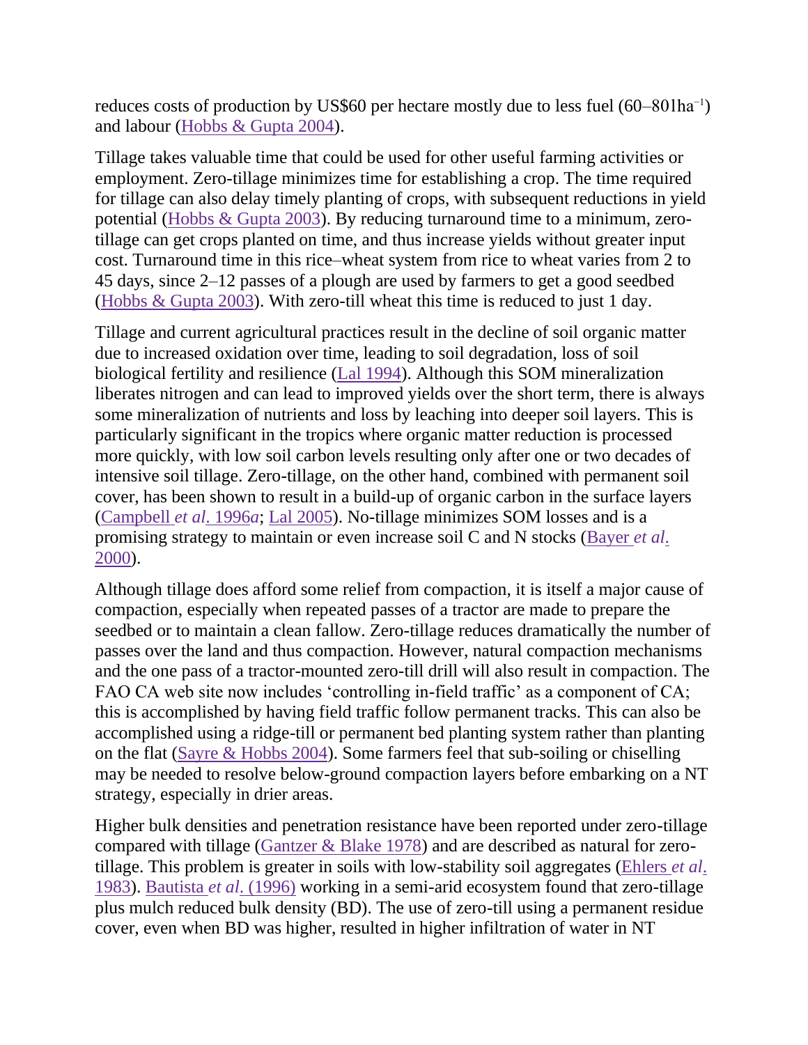reduces costs of production by US$60 per hectare mostly due to less fuel (60–80 l ha$^{-1}$) and labour (Hobbs & Gupta 2004).

Tillage takes valuable time that could be used for other useful farming activities or employment. Zero-tillage minimizes time for establishing a crop. The time required for tillage can also delay timely planting of crops, with subsequent reductions in yield potential (Hobbs & Gupta 2003). By reducing turnaround time to a minimum, zero-tillage can get crops planted on time, and thus increase yields without greater input cost. Turnaround time in this rice–wheat system from rice to wheat varies from 2 to 45 days, since 2–12 passes of a plough are used by farmers to get a good seedbed (Hobbs & Gupta 2003). With zero-till wheat this time is reduced to just 1 day.

Tillage and current agricultural practices result in the decline of soil organic matter due to increased oxidation over time, leading to soil degradation, loss of soil biological fertility and resilience (Lal 1994). Although this SOM mineralization liberates nitrogen and can lead to improved yields over the short term, there is always some mineralization of nutrients and loss by leaching into deeper soil layers. This is particularly significant in the tropics where organic matter reduction is processed more quickly, with low soil carbon levels resulting only after one or two decades of intensive soil tillage. Zero-tillage, on the other hand, combined with permanent soil cover, has been shown to result in a build-up of organic carbon in the surface layers (Campbell *et al.* 1996*a*; Lal 2005). No-tillage minimizes SOM losses and is a promising strategy to maintain or even increase soil C and N stocks (Bayer *et al.* 2000).

Although tillage does afford some relief from compaction, it is itself a major cause of compaction, especially when repeated passes of a tractor are made to prepare the seedbed or to maintain a clean fallow. Zero-tillage reduces dramatically the number of passes over the land and thus compaction. However, natural compaction mechanisms and the one pass of a tractor-mounted zero-till drill will also result in compaction. The FAO CA web site now includes 'controlling in-field traffic' as a component of CA; this is accomplished by having field traffic follow permanent tracks. This can also be accomplished using a ridge-till or permanent bed planting system rather than planting on the flat (Sayre & Hobbs 2004). Some farmers feel that sub-soiling or chiselling may be needed to resolve below-ground compaction layers before embarking on a NT strategy, especially in drier areas.

Higher bulk densities and penetration resistance have been reported under zero-tillage compared with tillage (Gantzer & Blake 1978) and are described as natural for zero-tillage. This problem is greater in soils with low-stability soil aggregates (Ehlers *et al.* 1983). Bautista *et al.* (1996) working in a semi-arid ecosystem found that zero-tillage plus mulch reduced bulk density (BD). The use of zero-till using a permanent residue cover, even when BD was higher, resulted in higher infiltration of water in NT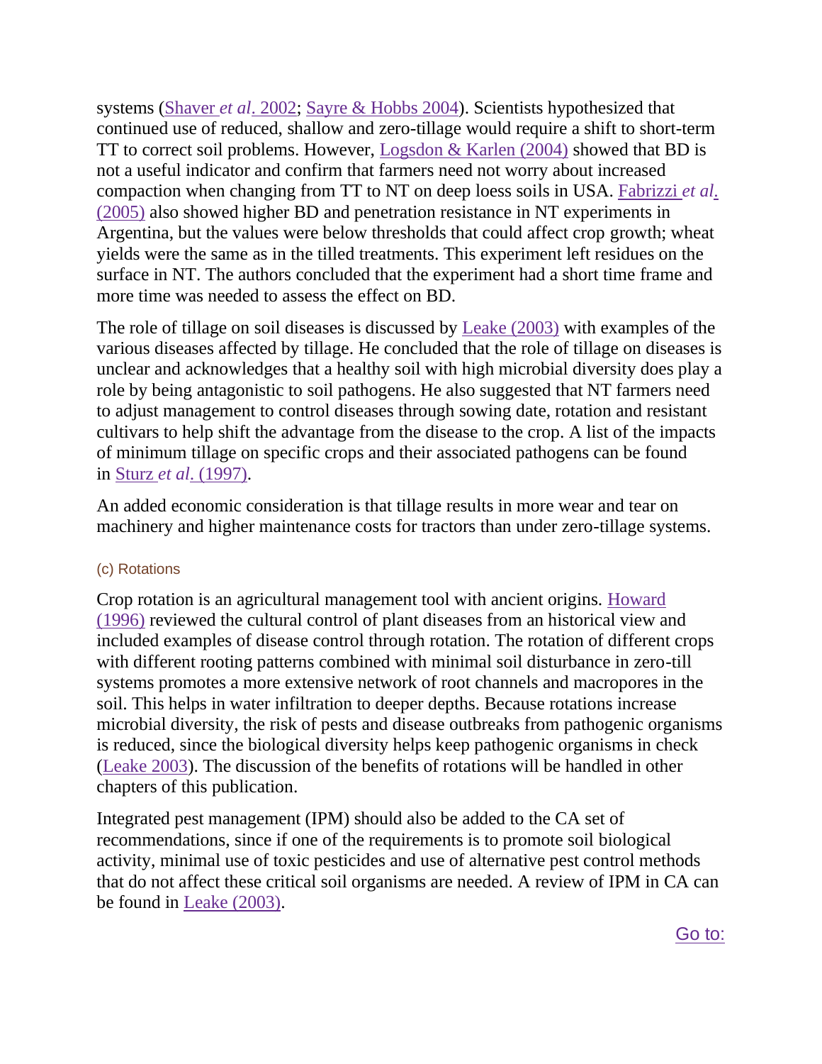systems (Shaver *et al*. 2002; Sayre & Hobbs 2004). Scientists hypothesized that continued use of reduced, shallow and zero-tillage would require a shift to short-term TT to correct soil problems. However, Logsdon & Karlen (2004) showed that BD is not a useful indicator and confirm that farmers need not worry about increased compaction when changing from TT to NT on deep loess soils in USA. Fabrizzi *et al*. (2005) also showed higher BD and penetration resistance in NT experiments in Argentina, but the values were below thresholds that could affect crop growth; wheat yields were the same as in the tilled treatments. This experiment left residues on the surface in NT. The authors concluded that the experiment had a short time frame and more time was needed to assess the effect on BD.

The role of tillage on soil diseases is discussed by Leake (2003) with examples of the various diseases affected by tillage. He concluded that the role of tillage on diseases is unclear and acknowledges that a healthy soil with high microbial diversity does play a role by being antagonistic to soil pathogens. He also suggested that NT farmers need to adjust management to control diseases through sowing date, rotation and resistant cultivars to help shift the advantage from the disease to the crop. A list of the impacts of minimum tillage on specific crops and their associated pathogens can be found in Sturz *et al*. (1997).

An added economic consideration is that tillage results in more wear and tear on machinery and higher maintenance costs for tractors than under zero-tillage systems.

### (c) Rotations

Crop rotation is an agricultural management tool with ancient origins. Howard (1996) reviewed the cultural control of plant diseases from an historical view and included examples of disease control through rotation. The rotation of different crops with different rooting patterns combined with minimal soil disturbance in zero-till systems promotes a more extensive network of root channels and macropores in the soil. This helps in water infiltration to deeper depths. Because rotations increase microbial diversity, the risk of pests and disease outbreaks from pathogenic organisms is reduced, since the biological diversity helps keep pathogenic organisms in check (Leake 2003). The discussion of the benefits of rotations will be handled in other chapters of this publication.

Integrated pest management (IPM) should also be added to the CA set of recommendations, since if one of the requirements is to promote soil biological activity, minimal use of toxic pesticides and use of alternative pest control methods that do not affect these critical soil organisms are needed. A review of IPM in CA can be found in Leake (2003).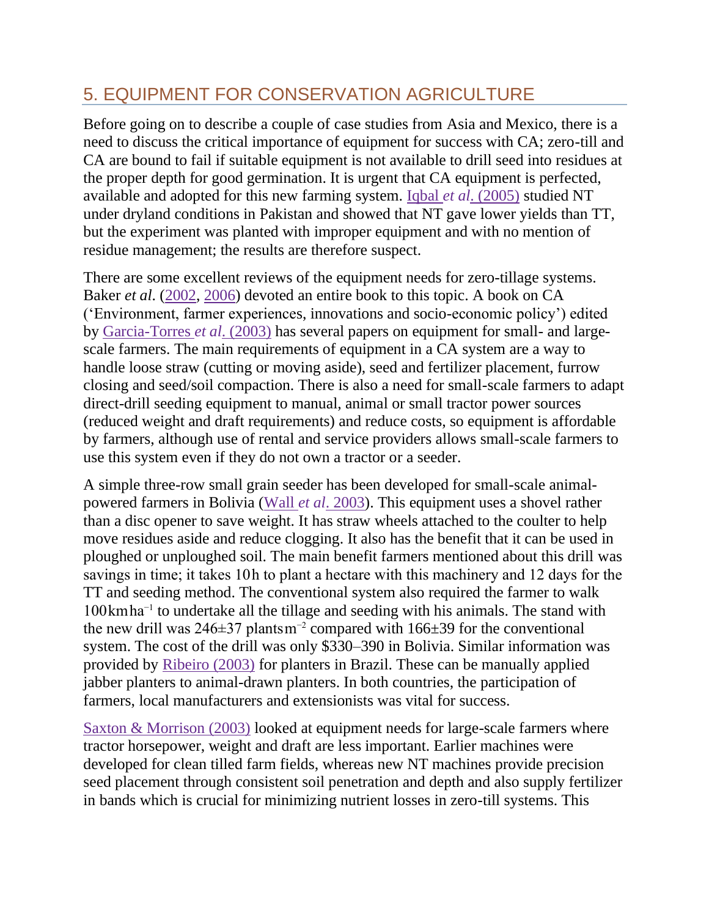## 5. EQUIPMENT FOR CONSERVATION AGRICULTURE

Before going on to describe a couple of case studies from Asia and Mexico, there is a need to discuss the critical importance of equipment for success with CA; zero-till and CA are bound to fail if suitable equipment is not available to drill seed into residues at the proper depth for good germination. It is urgent that CA equipment is perfected, available and adopted for this new farming system. Iqbal *et al*. (2005) studied NT under dryland conditions in Pakistan and showed that NT gave lower yields than TT, but the experiment was planted with improper equipment and with no mention of residue management; the results are therefore suspect.

There are some excellent reviews of the equipment needs for zero-tillage systems. Baker *et al*. (2002, 2006) devoted an entire book to this topic. A book on CA ('Environment, farmer experiences, innovations and socio-economic policy') edited by Garcia-Torres *et al*. (2003) has several papers on equipment for small- and large-scale farmers. The main requirements of equipment in a CA system are a way to handle loose straw (cutting or moving aside), seed and fertilizer placement, furrow closing and seed/soil compaction. There is also a need for small-scale farmers to adapt direct-drill seeding equipment to manual, animal or small tractor power sources (reduced weight and draft requirements) and reduce costs, so equipment is affordable by farmers, although use of rental and service providers allows small-scale farmers to use this system even if they do not own a tractor or a seeder.

A simple three-row small grain seeder has been developed for small-scale animal-powered farmers in Bolivia (Wall *et al*. 2003). This equipment uses a shovel rather than a disc opener to save weight. It has straw wheels attached to the coulter to help move residues aside and reduce clogging. It also has the benefit that it can be used in ploughed or unploughed soil. The main benefit farmers mentioned about this drill was savings in time; it takes 10 h to plant a hectare with this machinery and 12 days for the TT and seeding method. The conventional system also required the farmer to walk 100 km ha$^{-1}$ to undertake all the tillage and seeding with his animals. The stand with the new drill was 246±37 plants m$^{-2}$ compared with 166±39 for the conventional system. The cost of the drill was only $330–390 in Bolivia. Similar information was provided by Ribeiro (2003) for planters in Brazil. These can be manually applied jabber planters to animal-drawn planters. In both countries, the participation of farmers, local manufacturers and extensionists was vital for success.

Saxton & Morrison (2003) looked at equipment needs for large-scale farmers where tractor horsepower, weight and draft are less important. Earlier machines were developed for clean tilled farm fields, whereas new NT machines provide precision seed placement through consistent soil penetration and depth and also supply fertilizer in bands which is crucial for minimizing nutrient losses in zero-till systems. This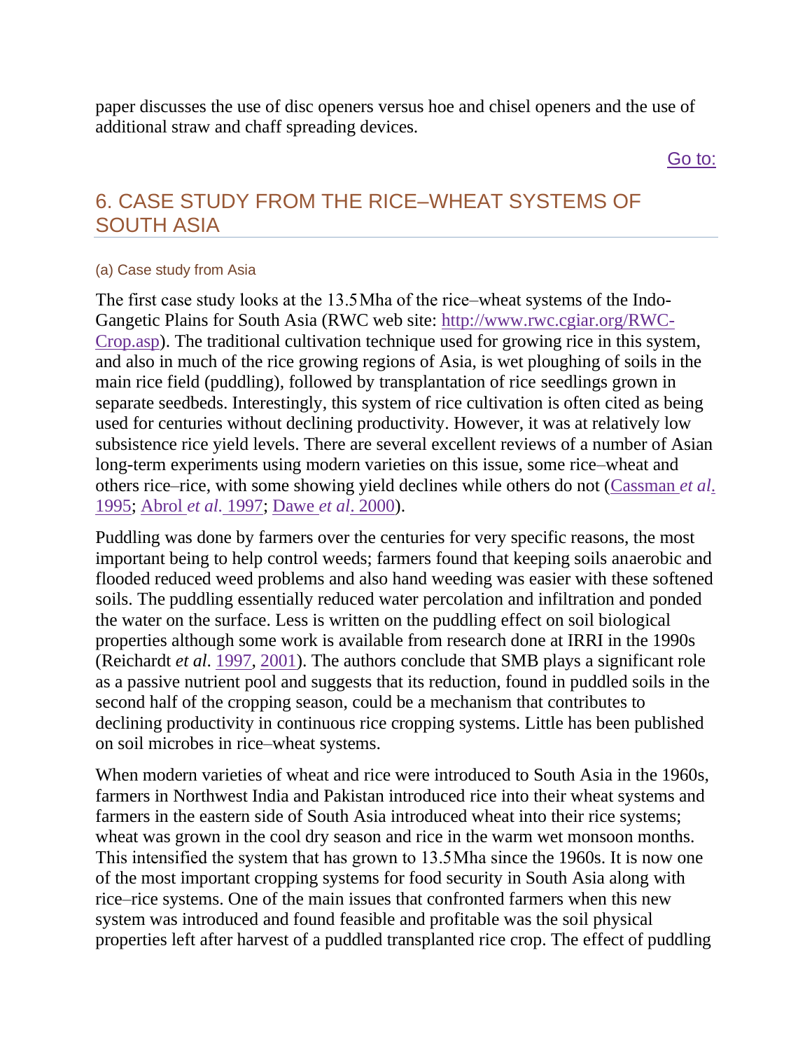paper discusses the use of disc openers versus hoe and chisel openers and the use of additional straw and chaff spreading devices.

Go to:

## 6. CASE STUDY FROM THE RICE–WHEAT SYSTEMS OF SOUTH ASIA

### (a) Case study from Asia

The first case study looks at the 13.5 Mha of the rice–wheat systems of the Indo-Gangetic Plains for South Asia (RWC web site: http://www.rwc.cgiar.org/RWC-Crop.asp). The traditional cultivation technique used for growing rice in this system, and also in much of the rice growing regions of Asia, is wet ploughing of soils in the main rice field (puddling), followed by transplantation of rice seedlings grown in separate seedbeds. Interestingly, this system of rice cultivation is often cited as being used for centuries without declining productivity. However, it was at relatively low subsistence rice yield levels. There are several excellent reviews of a number of Asian long-term experiments using modern varieties on this issue, some rice–wheat and others rice–rice, with some showing yield declines while others do not (Cassman *et al*. 1995; Abrol *et al.* 1997; Dawe *et al*. 2000).

Puddling was done by farmers over the centuries for very specific reasons, the most important being to help control weeds; farmers found that keeping soils anaerobic and flooded reduced weed problems and also hand weeding was easier with these softened soils. The puddling essentially reduced water percolation and infiltration and ponded the water on the surface. Less is written on the puddling effect on soil biological properties although some work is available from research done at IRRI in the 1990s (Reichardt *et al.* 1997, 2001). The authors conclude that SMB plays a significant role as a passive nutrient pool and suggests that its reduction, found in puddled soils in the second half of the cropping season, could be a mechanism that contributes to declining productivity in continuous rice cropping systems. Little has been published on soil microbes in rice–wheat systems.

When modern varieties of wheat and rice were introduced to South Asia in the 1960s, farmers in Northwest India and Pakistan introduced rice into their wheat systems and farmers in the eastern side of South Asia introduced wheat into their rice systems; wheat was grown in the cool dry season and rice in the warm wet monsoon months. This intensified the system that has grown to 13.5 Mha since the 1960s. It is now one of the most important cropping systems for food security in South Asia along with rice–rice systems. One of the main issues that confronted farmers when this new system was introduced and found feasible and profitable was the soil physical properties left after harvest of a puddled transplanted rice crop. The effect of puddling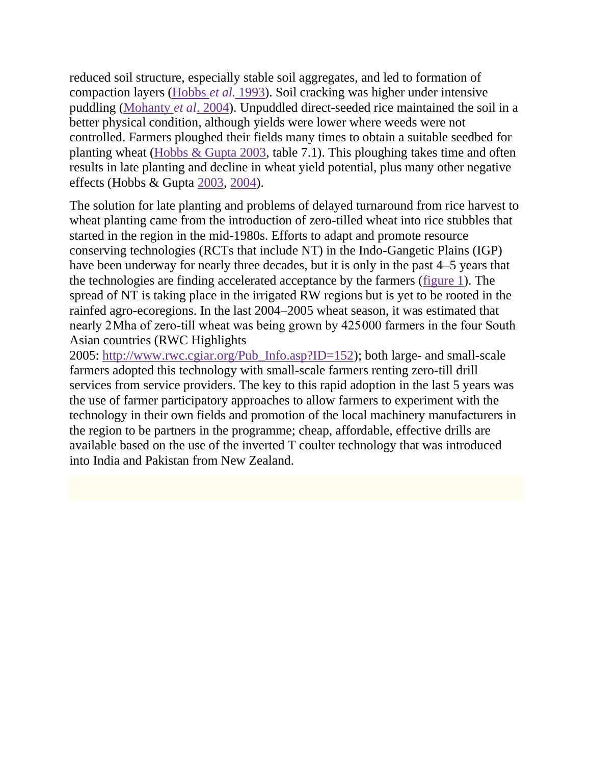reduced soil structure, especially stable soil aggregates, and led to formation of compaction layers (Hobbs *et al.* 1993). Soil cracking was higher under intensive puddling (Mohanty *et al*. 2004). Unpuddled direct-seeded rice maintained the soil in a better physical condition, although yields were lower where weeds were not controlled. Farmers ploughed their fields many times to obtain a suitable seedbed for planting wheat (Hobbs & Gupta 2003, table 7.1). This ploughing takes time and often results in late planting and decline in wheat yield potential, plus many other negative effects (Hobbs & Gupta 2003, 2004).

The solution for late planting and problems of delayed turnaround from rice harvest to wheat planting came from the introduction of zero-tilled wheat into rice stubbles that started in the region in the mid-1980s. Efforts to adapt and promote resource conserving technologies (RCTs that include NT) in the Indo-Gangetic Plains (IGP) have been underway for nearly three decades, but it is only in the past 4–5 years that the technologies are finding accelerated acceptance by the farmers (figure 1). The spread of NT is taking place in the irrigated RW regions but is yet to be rooted in the rainfed agro-ecoregions. In the last 2004–2005 wheat season, it was estimated that nearly 2 Mha of zero-till wheat was being grown by 425 000 farmers in the four South Asian countries (RWC Highlights 2005: http://www.rwc.cgiar.org/Pub_Info.asp?ID=152); both large- and small-scale farmers adopted this technology with small-scale farmers renting zero-till drill services from service providers. The key to this rapid adoption in the last 5 years was the use of farmer participatory approaches to allow farmers to experiment with the technology in their own fields and promotion of the local machinery manufacturers in the region to be partners in the programme; cheap, affordable, effective drills are available based on the use of the inverted T coulter technology that was introduced into India and Pakistan from New Zealand.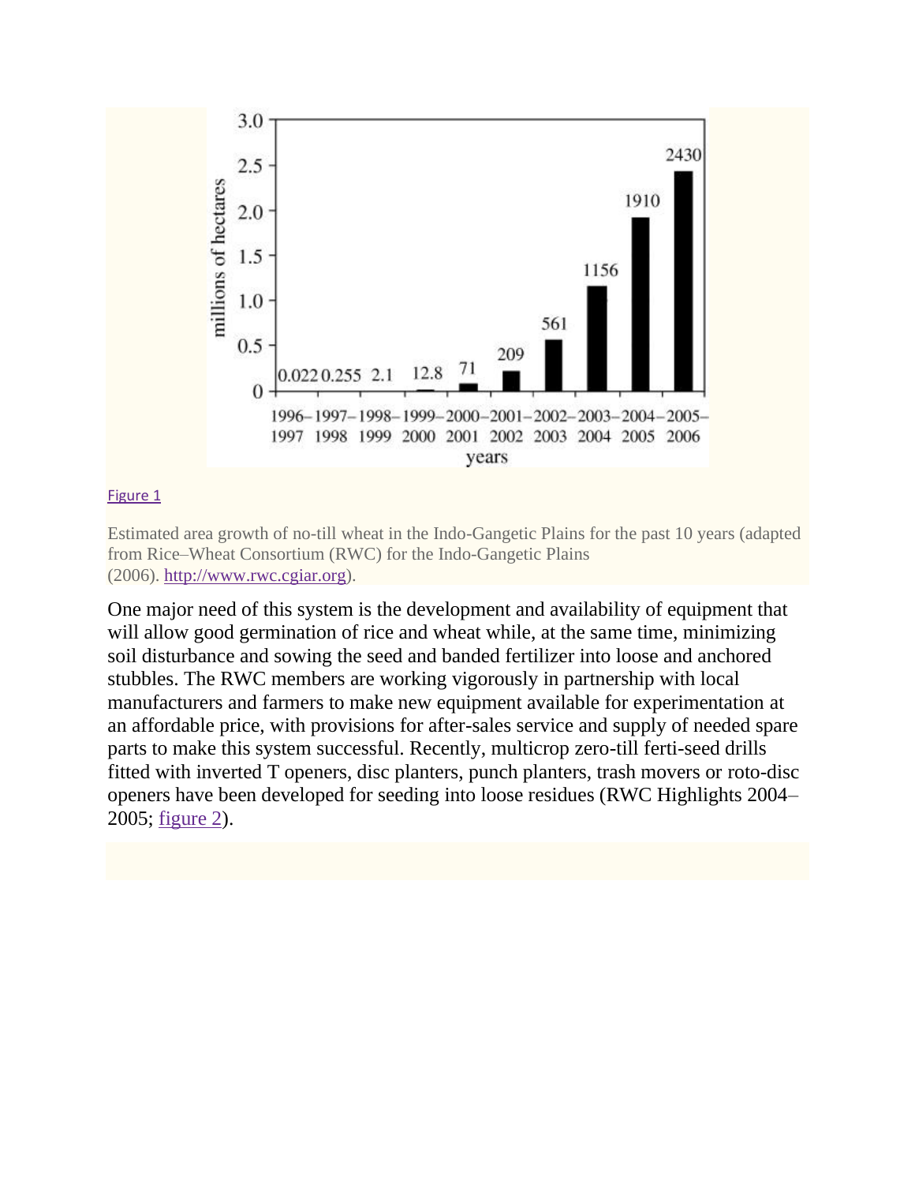Figure 1

Estimated area growth of no-till wheat in the Indo-Gangetic Plains for the past 10 years (adapted from Rice–Wheat Consortium (RWC) for the Indo-Gangetic Plains (2006). http://www.rwc.cgiar.org).

One major need of this system is the development and availability of equipment that will allow good germination of rice and wheat while, at the same time, minimizing soil disturbance and sowing the seed and banded fertilizer into loose and anchored stubbles. The RWC members are working vigorously in partnership with local manufacturers and farmers to make new equipment available for experimentation at an affordable price, with provisions for after-sales service and supply of needed spare parts to make this system successful. Recently, multicrop zero-till ferti-seed drills fitted with inverted T openers, disc planters, punch planters, trash movers or roto-disc openers have been developed for seeding into loose residues (RWC Highlights 2004–2005; figure 2).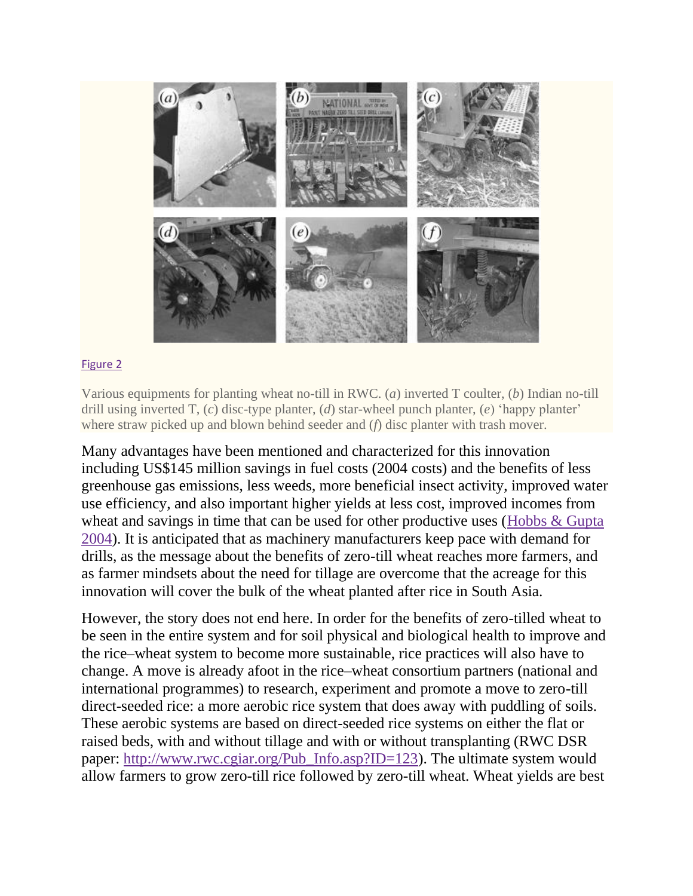Figure 2

Various equipments for planting wheat no-till in RWC. (*a*) inverted T coulter, (*b*) Indian no-till drill using inverted T, (*c*) disc-type planter, (*d*) star-wheel punch planter, (*e*) 'happy planter' where straw picked up and blown behind seeder and (*f*) disc planter with trash mover.

Many advantages have been mentioned and characterized for this innovation including US$145 million savings in fuel costs (2004 costs) and the benefits of less greenhouse gas emissions, less weeds, more beneficial insect activity, improved water use efficiency, and also important higher yields at less cost, improved incomes from wheat and savings in time that can be used for other productive uses (Hobbs & Gupta 2004). It is anticipated that as machinery manufacturers keep pace with demand for drills, as the message about the benefits of zero-till wheat reaches more farmers, and as farmer mindsets about the need for tillage are overcome that the acreage for this innovation will cover the bulk of the wheat planted after rice in South Asia.

However, the story does not end here. In order for the benefits of zero-tilled wheat to be seen in the entire system and for soil physical and biological health to improve and the rice–wheat system to become more sustainable, rice practices will also have to change. A move is already afoot in the rice–wheat consortium partners (national and international programmes) to research, experiment and promote a move to zero-till direct-seeded rice: a more aerobic rice system that does away with puddling of soils. These aerobic systems are based on direct-seeded rice systems on either the flat or raised beds, with and without tillage and with or without transplanting (RWC DSR paper: http://www.rwc.cgiar.org/Pub_Info.asp?ID=123). The ultimate system would allow farmers to grow zero-till rice followed by zero-till wheat. Wheat yields are best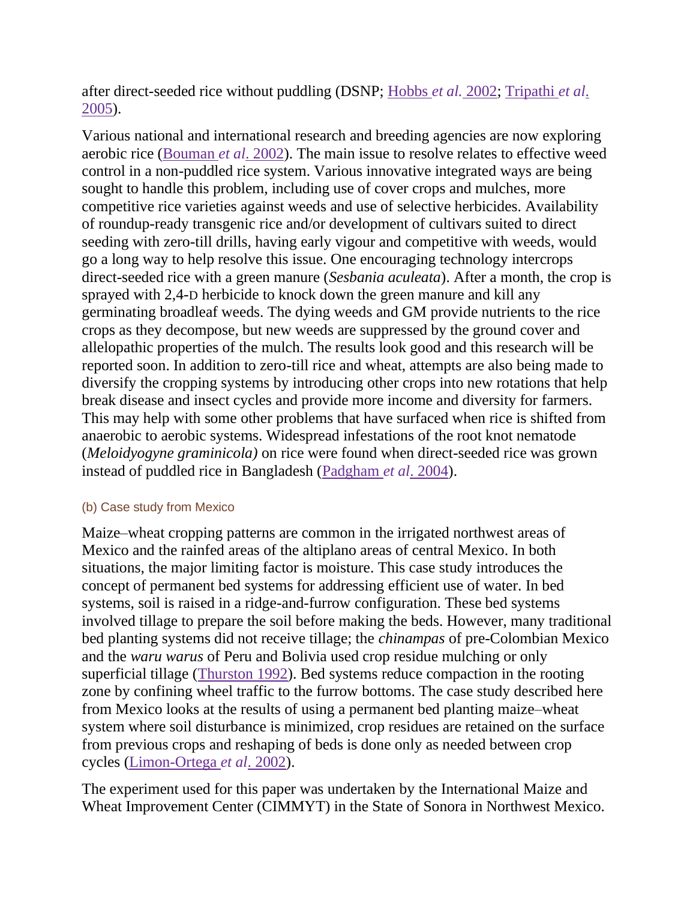after direct-seeded rice without puddling (DSNP; Hobbs *et al.* 2002; Tripathi *et al.* 2005).

Various national and international research and breeding agencies are now exploring aerobic rice (Bouman *et al.* 2002). The main issue to resolve relates to effective weed control in a non-puddled rice system. Various innovative integrated ways are being sought to handle this problem, including use of cover crops and mulches, more competitive rice varieties against weeds and use of selective herbicides. Availability of roundup-ready transgenic rice and/or development of cultivars suited to direct seeding with zero-till drills, having early vigour and competitive with weeds, would go a long way to help resolve this issue. One encouraging technology intercrops direct-seeded rice with a green manure (*Sesbania aculeata*). After a month, the crop is sprayed with 2,4-D herbicide to knock down the green manure and kill any germinating broadleaf weeds. The dying weeds and GM provide nutrients to the rice crops as they decompose, but new weeds are suppressed by the ground cover and allelopathic properties of the mulch. The results look good and this research will be reported soon. In addition to zero-till rice and wheat, attempts are also being made to diversify the cropping systems by introducing other crops into new rotations that help break disease and insect cycles and provide more income and diversity for farmers. This may help with some other problems that have surfaced when rice is shifted from anaerobic to aerobic systems. Widespread infestations of the root knot nematode (*Meloidyogyne graminicola)* on rice were found when direct-seeded rice was grown instead of puddled rice in Bangladesh (Padgham *et al.* 2004).

### (b) Case study from Mexico

Maize–wheat cropping patterns are common in the irrigated northwest areas of Mexico and the rainfed areas of the altiplano areas of central Mexico. In both situations, the major limiting factor is moisture. This case study introduces the concept of permanent bed systems for addressing efficient use of water. In bed systems, soil is raised in a ridge-and-furrow configuration. These bed systems involved tillage to prepare the soil before making the beds. However, many traditional bed planting systems did not receive tillage; the *chinampas* of pre-Colombian Mexico and the *waru warus* of Peru and Bolivia used crop residue mulching or only superficial tillage (Thurston 1992). Bed systems reduce compaction in the rooting zone by confining wheel traffic to the furrow bottoms. The case study described here from Mexico looks at the results of using a permanent bed planting maize–wheat system where soil disturbance is minimized, crop residues are retained on the surface from previous crops and reshaping of beds is done only as needed between crop cycles (Limon-Ortega *et al.* 2002).

The experiment used for this paper was undertaken by the International Maize and Wheat Improvement Center (CIMMYT) in the State of Sonora in Northwest Mexico.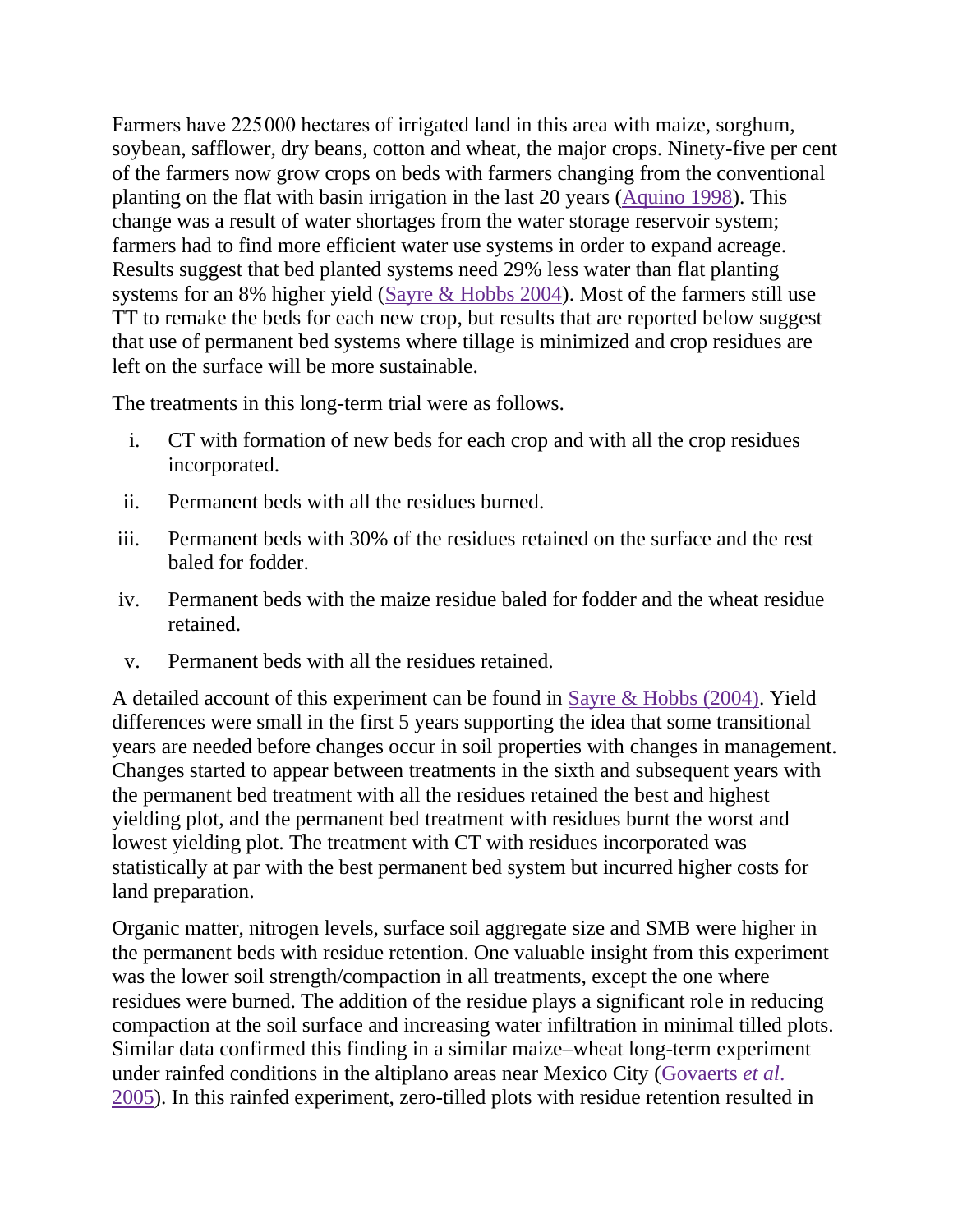Farmers have 225 000 hectares of irrigated land in this area with maize, sorghum, soybean, safflower, dry beans, cotton and wheat, the major crops. Ninety-five per cent of the farmers now grow crops on beds with farmers changing from the conventional planting on the flat with basin irrigation in the last 20 years (Aquino 1998). This change was a result of water shortages from the water storage reservoir system; farmers had to find more efficient water use systems in order to expand acreage. Results suggest that bed planted systems need 29% less water than flat planting systems for an 8% higher yield (Sayre & Hobbs 2004). Most of the farmers still use TT to remake the beds for each new crop, but results that are reported below suggest that use of permanent bed systems where tillage is minimized and crop residues are left on the surface will be more sustainable.

The treatments in this long-term trial were as follows.

i. CT with formation of new beds for each crop and with all the crop residues incorporated.

ii. Permanent beds with all the residues burned.

iii. Permanent beds with 30% of the residues retained on the surface and the rest baled for fodder.

iv. Permanent beds with the maize residue baled for fodder and the wheat residue retained.

v. Permanent beds with all the residues retained.

A detailed account of this experiment can be found in Sayre & Hobbs (2004). Yield differences were small in the first 5 years supporting the idea that some transitional years are needed before changes occur in soil properties with changes in management. Changes started to appear between treatments in the sixth and subsequent years with the permanent bed treatment with all the residues retained the best and highest yielding plot, and the permanent bed treatment with residues burnt the worst and lowest yielding plot. The treatment with CT with residues incorporated was statistically at par with the best permanent bed system but incurred higher costs for land preparation.

Organic matter, nitrogen levels, surface soil aggregate size and SMB were higher in the permanent beds with residue retention. One valuable insight from this experiment was the lower soil strength/compaction in all treatments, except the one where residues were burned. The addition of the residue plays a significant role in reducing compaction at the soil surface and increasing water infiltration in minimal tilled plots. Similar data confirmed this finding in a similar maize–wheat long-term experiment under rainfed conditions in the altiplano areas near Mexico City (Govaerts *et al*. 2005). In this rainfed experiment, zero-tilled plots with residue retention resulted in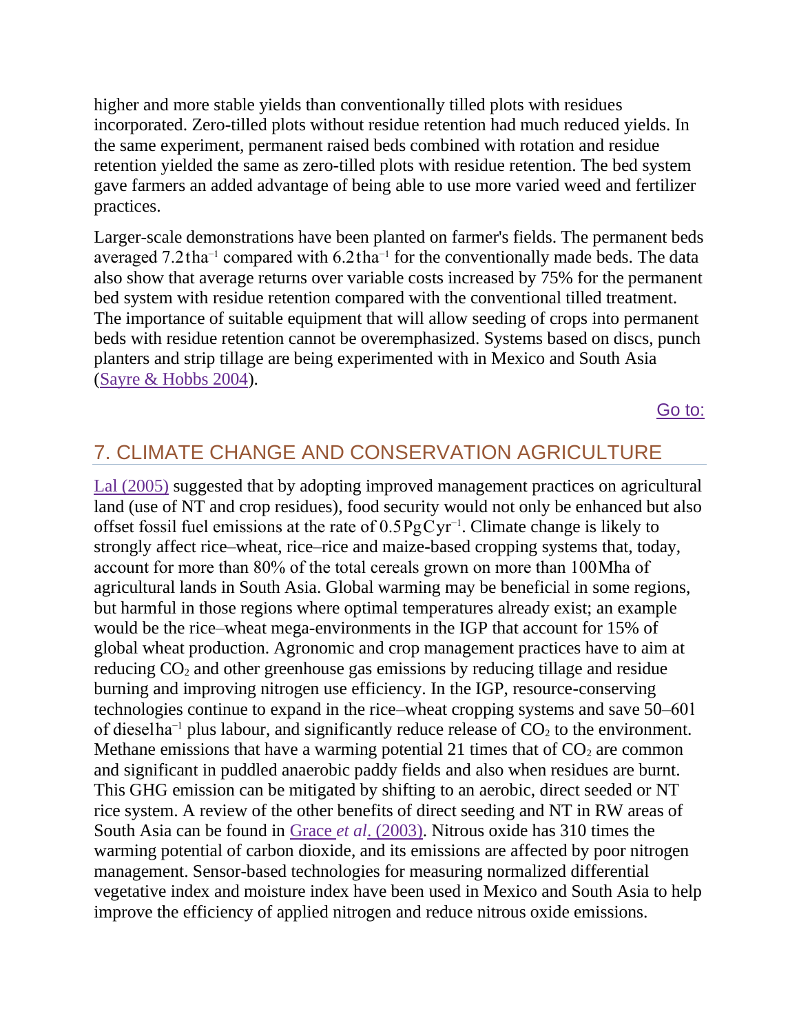higher and more stable yields than conventionally tilled plots with residues incorporated. Zero-tilled plots without residue retention had much reduced yields. In the same experiment, permanent raised beds combined with rotation and residue retention yielded the same as zero-tilled plots with residue retention. The bed system gave farmers an added advantage of being able to use more varied weed and fertilizer practices.

Larger-scale demonstrations have been planted on farmer's fields. The permanent beds averaged 7.2 t ha$^{-1}$ compared with 6.2 t ha$^{-1}$ for the conventionally made beds. The data also show that average returns over variable costs increased by 75% for the permanent bed system with residue retention compared with the conventional tilled treatment. The importance of suitable equipment that will allow seeding of crops into permanent beds with residue retention cannot be overemphasized. Systems based on discs, punch planters and strip tillage are being experimented with in Mexico and South Asia (Sayre & Hobbs 2004).

## 7. CLIMATE CHANGE AND CONSERVATION AGRICULTURE

Lal (2005) suggested that by adopting improved management practices on agricultural land (use of NT and crop residues), food security would not only be enhanced but also offset fossil fuel emissions at the rate of 0.5 Pg C yr$^{-1}$. Climate change is likely to strongly affect rice–wheat, rice–rice and maize-based cropping systems that, today, account for more than 80% of the total cereals grown on more than 100 Mha of agricultural lands in South Asia. Global warming may be beneficial in some regions, but harmful in those regions where optimal temperatures already exist; an example would be the rice–wheat mega-environments in the IGP that account for 15% of global wheat production. Agronomic and crop management practices have to aim at reducing $CO_2$ and other greenhouse gas emissions by reducing tillage and residue burning and improving nitrogen use efficiency. In the IGP, resource-conserving technologies continue to expand in the rice–wheat cropping systems and save 50–60 l of diesel ha$^{-1}$ plus labour, and significantly reduce release of $CO_2$ to the environment. Methane emissions that have a warming potential 21 times that of $CO_2$ are common and significant in puddled anaerobic paddy fields and also when residues are burnt. This GHG emission can be mitigated by shifting to an aerobic, direct seeded or NT rice system. A review of the other benefits of direct seeding and NT in RW areas of South Asia can be found in Grace *et al*. (2003). Nitrous oxide has 310 times the warming potential of carbon dioxide, and its emissions are affected by poor nitrogen management. Sensor-based technologies for measuring normalized differential vegetative index and moisture index have been used in Mexico and South Asia to help improve the efficiency of applied nitrogen and reduce nitrous oxide emissions.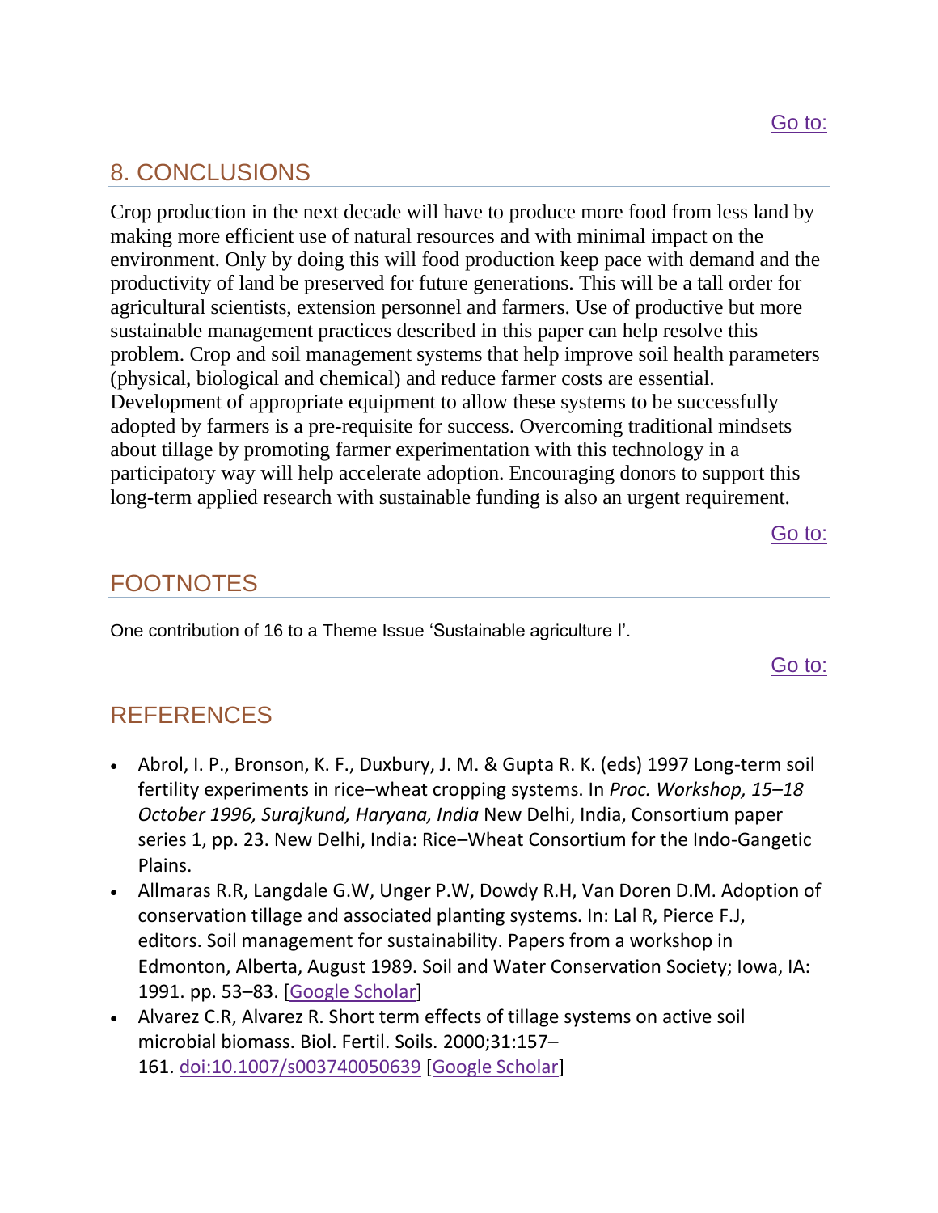## 8. CONCLUSIONS

Crop production in the next decade will have to produce more food from less land by making more efficient use of natural resources and with minimal impact on the environment. Only by doing this will food production keep pace with demand and the productivity of land be preserved for future generations. This will be a tall order for agricultural scientists, extension personnel and farmers. Use of productive but more sustainable management practices described in this paper can help resolve this problem. Crop and soil management systems that help improve soil health parameters (physical, biological and chemical) and reduce farmer costs are essential. Development of appropriate equipment to allow these systems to be successfully adopted by farmers is a pre-requisite for success. Overcoming traditional mindsets about tillage by promoting farmer experimentation with this technology in a participatory way will help accelerate adoption. Encouraging donors to support this long-term applied research with sustainable funding is also an urgent requirement.

## FOOTNOTES

One contribution of 16 to a Theme Issue 'Sustainable agriculture I'.

## REFERENCES

- Abrol, I. P., Bronson, K. F., Duxbury, J. M. & Gupta R. K. (eds) 1997 Long-term soil fertility experiments in rice–wheat cropping systems. In *Proc. Workshop, 15–18 October 1996, Surajkund, Haryana, India* New Delhi, India, Consortium paper series 1, pp. 23. New Delhi, India: Rice–Wheat Consortium for the Indo-Gangetic Plains.
- Allmaras R.R, Langdale G.W, Unger P.W, Dowdy R.H, Van Doren D.M. Adoption of conservation tillage and associated planting systems. In: Lal R, Pierce F.J, editors. Soil management for sustainability. Papers from a workshop in Edmonton, Alberta, August 1989. Soil and Water Conservation Society; Iowa, IA: 1991. pp. 53–83. [Google Scholar]
- Alvarez C.R, Alvarez R. Short term effects of tillage systems on active soil microbial biomass. Biol. Fertil. Soils. 2000;31:157–161. doi:10.1007/s003740050639 [Google Scholar]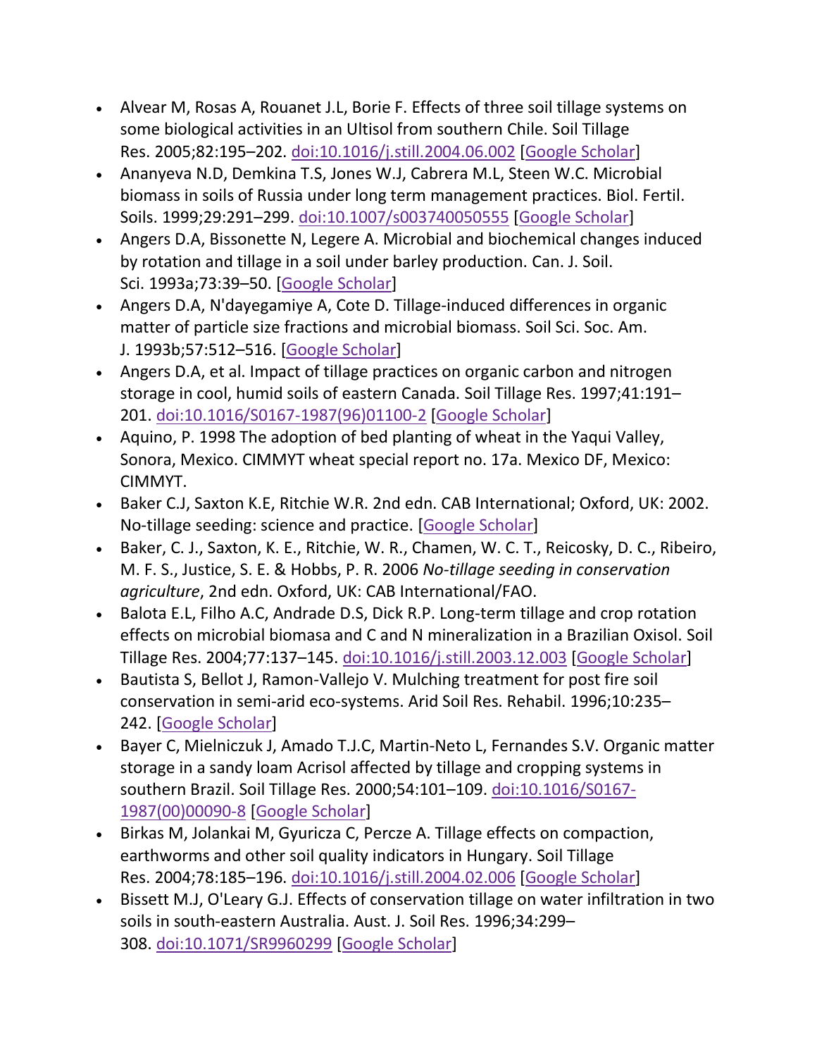- Alvear M, Rosas A, Rouanet J.L, Borie F. Effects of three soil tillage systems on some biological activities in an Ultisol from southern Chile. Soil Tillage Res. 2005;82:195–202. doi:10.1016/j.still.2004.06.002 [Google Scholar]
- Ananyeva N.D, Demkina T.S, Jones W.J, Cabrera M.L, Steen W.C. Microbial biomass in soils of Russia under long term management practices. Biol. Fertil. Soils. 1999;29:291–299. doi:10.1007/s003740050555 [Google Scholar]
- Angers D.A, Bissonette N, Legere A. Microbial and biochemical changes induced by rotation and tillage in a soil under barley production. Can. J. Soil. Sci. 1993a;73:39–50. [Google Scholar]
- Angers D.A, N'dayegamiye A, Cote D. Tillage-induced differences in organic matter of particle size fractions and microbial biomass. Soil Sci. Soc. Am. J. 1993b;57:512–516. [Google Scholar]
- Angers D.A, et al. Impact of tillage practices on organic carbon and nitrogen storage in cool, humid soils of eastern Canada. Soil Tillage Res. 1997;41:191–201. doi:10.1016/S0167-1987(96)01100-2 [Google Scholar]
- Aquino, P. 1998 The adoption of bed planting of wheat in the Yaqui Valley, Sonora, Mexico. CIMMYT wheat special report no. 17a. Mexico DF, Mexico: CIMMYT.
- Baker C.J, Saxton K.E, Ritchie W.R. 2nd edn. CAB International; Oxford, UK: 2002. No-tillage seeding: science and practice. [Google Scholar]
- Baker, C. J., Saxton, K. E., Ritchie, W. R., Chamen, W. C. T., Reicosky, D. C., Ribeiro, M. F. S., Justice, S. E. & Hobbs, P. R. 2006 *No-tillage seeding in conservation agriculture*, 2nd edn. Oxford, UK: CAB International/FAO.
- Balota E.L, Filho A.C, Andrade D.S, Dick R.P. Long-term tillage and crop rotation effects on microbial biomasa and C and N mineralization in a Brazilian Oxisol. Soil Tillage Res. 2004;77:137–145. doi:10.1016/j.still.2003.12.003 [Google Scholar]
- Bautista S, Bellot J, Ramon-Vallejo V. Mulching treatment for post fire soil conservation in semi-arid eco-systems. Arid Soil Res. Rehabil. 1996;10:235–242. [Google Scholar]
- Bayer C, Mielniczuk J, Amado T.J.C, Martin-Neto L, Fernandes S.V. Organic matter storage in a sandy loam Acrisol affected by tillage and cropping systems in southern Brazil. Soil Tillage Res. 2000;54:101–109. doi:10.1016/S0167-1987(00)00090-8 [Google Scholar]
- Birkas M, Jolankai M, Gyuricza C, Percze A. Tillage effects on compaction, earthworms and other soil quality indicators in Hungary. Soil Tillage Res. 2004;78:185–196. doi:10.1016/j.still.2004.02.006 [Google Scholar]
- Bissett M.J, O'Leary G.J. Effects of conservation tillage on water infiltration in two soils in south-eastern Australia. Aust. J. Soil Res. 1996;34:299–308. doi:10.1071/SR9960299 [Google Scholar]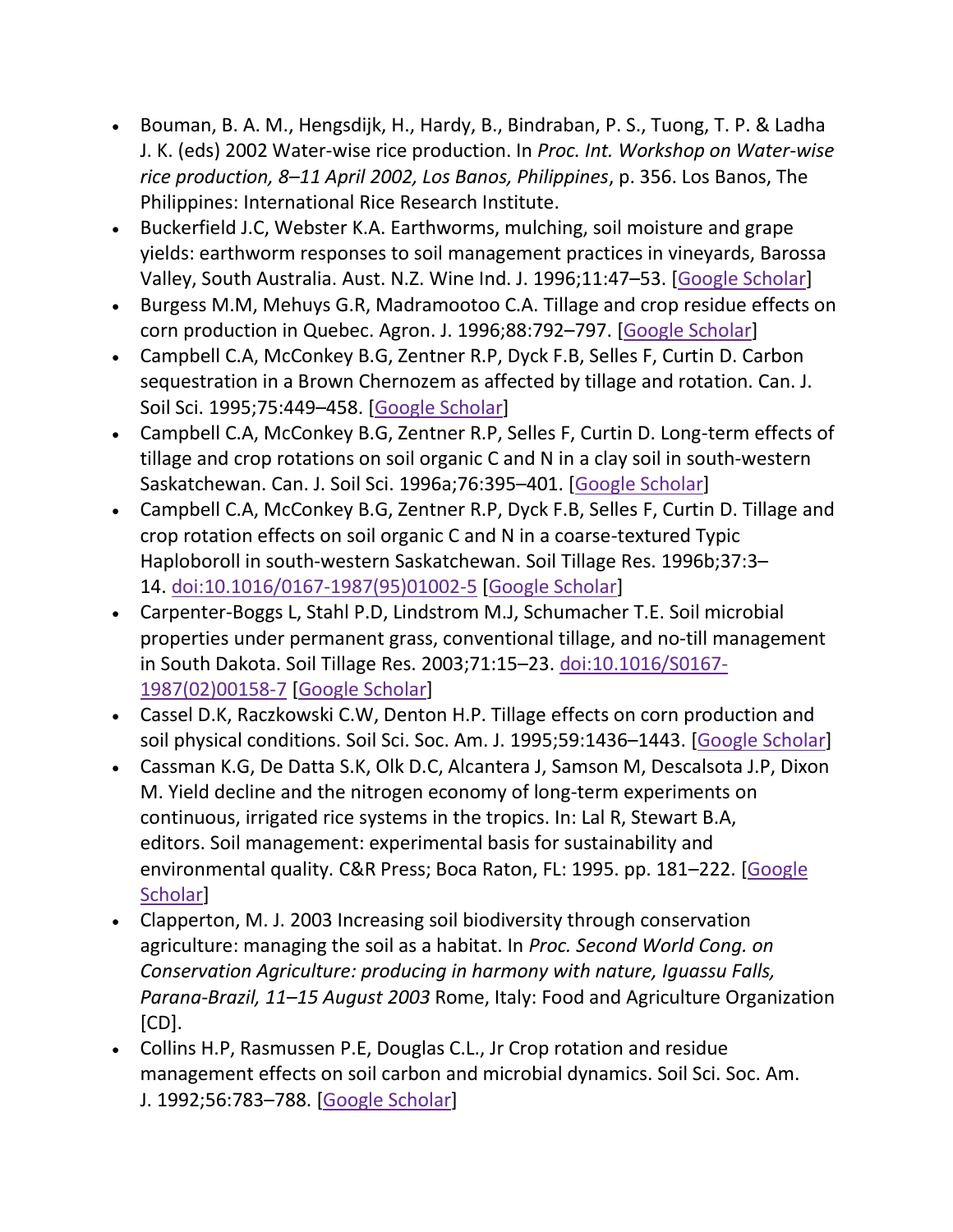- Bouman, B. A. M., Hengsdijk, H., Hardy, B., Bindraban, P. S., Tuong, T. P. & Ladha J. K. (eds) 2002 Water-wise rice production. In *Proc. Int. Workshop on Water-wise rice production, 8–11 April 2002, Los Banos, Philippines*, p. 356. Los Banos, The Philippines: International Rice Research Institute.
- Buckerfield J.C, Webster K.A. Earthworms, mulching, soil moisture and grape yields: earthworm responses to soil management practices in vineyards, Barossa Valley, South Australia. Aust. N.Z. Wine Ind. J. 1996;11:47–53. [Google Scholar]
- Burgess M.M, Mehuys G.R, Madramootoo C.A. Tillage and crop residue effects on corn production in Quebec. Agron. J. 1996;88:792–797. [Google Scholar]
- Campbell C.A, McConkey B.G, Zentner R.P, Dyck F.B, Selles F, Curtin D. Carbon sequestration in a Brown Chernozem as affected by tillage and rotation. Can. J. Soil Sci. 1995;75:449–458. [Google Scholar]
- Campbell C.A, McConkey B.G, Zentner R.P, Selles F, Curtin D. Long-term effects of tillage and crop rotations on soil organic C and N in a clay soil in south-western Saskatchewan. Can. J. Soil Sci. 1996a;76:395–401. [Google Scholar]
- Campbell C.A, McConkey B.G, Zentner R.P, Dyck F.B, Selles F, Curtin D. Tillage and crop rotation effects on soil organic C and N in a coarse-textured Typic Haploboroll in south-western Saskatchewan. Soil Tillage Res. 1996b;37:3–14. doi:10.1016/0167-1987(95)01002-5 [Google Scholar]
- Carpenter-Boggs L, Stahl P.D, Lindstrom M.J, Schumacher T.E. Soil microbial properties under permanent grass, conventional tillage, and no-till management in South Dakota. Soil Tillage Res. 2003;71:15–23. doi:10.1016/S0167-1987(02)00158-7 [Google Scholar]
- Cassel D.K, Raczkowski C.W, Denton H.P. Tillage effects on corn production and soil physical conditions. Soil Sci. Soc. Am. J. 1995;59:1436–1443. [Google Scholar]
- Cassman K.G, De Datta S.K, Olk D.C, Alcantera J, Samson M, Descalsota J.P, Dixon M. Yield decline and the nitrogen economy of long-term experiments on continuous, irrigated rice systems in the tropics. In: Lal R, Stewart B.A, editors. Soil management: experimental basis for sustainability and environmental quality. C&R Press; Boca Raton, FL: 1995. pp. 181–222. [Google Scholar]
- Clapperton, M. J. 2003 Increasing soil biodiversity through conservation agriculture: managing the soil as a habitat. In *Proc. Second World Cong. on Conservation Agriculture: producing in harmony with nature, Iguassu Falls, Parana-Brazil, 11–15 August 2003* Rome, Italy: Food and Agriculture Organization [CD].
- Collins H.P, Rasmussen P.E, Douglas C.L., Jr Crop rotation and residue management effects on soil carbon and microbial dynamics. Soil Sci. Soc. Am. J. 1992;56:783–788. [Google Scholar]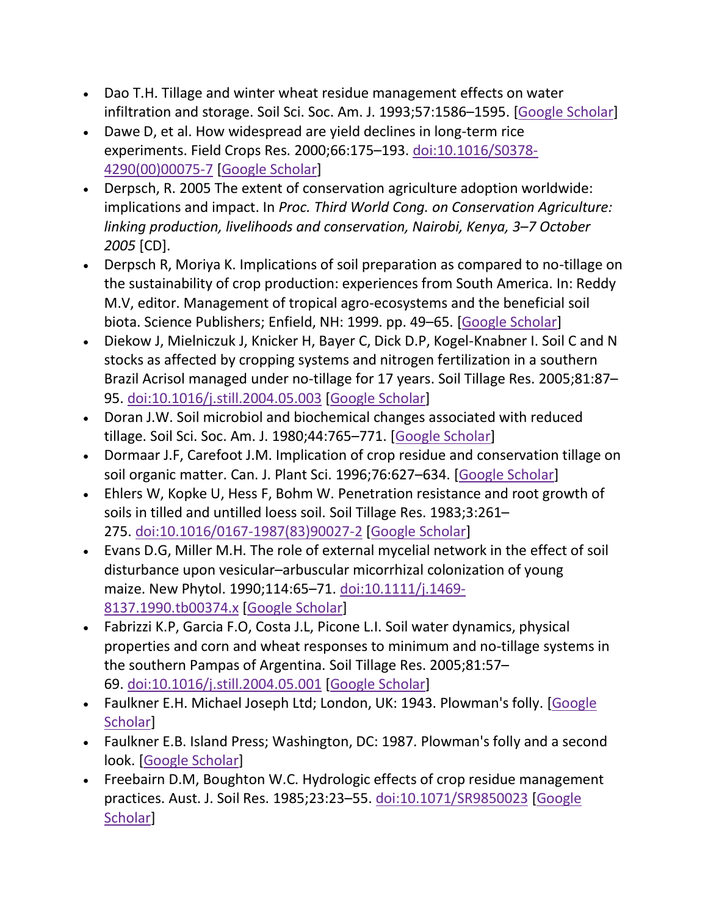- Dao T.H. Tillage and winter wheat residue management effects on water infiltration and storage. Soil Sci. Soc. Am. J. 1993;57:1586–1595. [Google Scholar]
- Dawe D, et al. How widespread are yield declines in long-term rice experiments. Field Crops Res. 2000;66:175–193. doi:10.1016/S0378-4290(00)00075-7 [Google Scholar]
- Derpsch, R. 2005 The extent of conservation agriculture adoption worldwide: implications and impact. In *Proc. Third World Cong. on Conservation Agriculture: linking production, livelihoods and conservation, Nairobi, Kenya, 3–7 October 2005* [CD].
- Derpsch R, Moriya K. Implications of soil preparation as compared to no-tillage on the sustainability of crop production: experiences from South America. In: Reddy M.V, editor. Management of tropical agro-ecosystems and the beneficial soil biota. Science Publishers; Enfield, NH: 1999. pp. 49–65. [Google Scholar]
- Diekow J, Mielniczuk J, Knicker H, Bayer C, Dick D.P, Kogel-Knabner I. Soil C and N stocks as affected by cropping systems and nitrogen fertilization in a southern Brazil Acrisol managed under no-tillage for 17 years. Soil Tillage Res. 2005;81:87–95. doi:10.1016/j.still.2004.05.003 [Google Scholar]
- Doran J.W. Soil microbiol and biochemical changes associated with reduced tillage. Soil Sci. Soc. Am. J. 1980;44:765–771. [Google Scholar]
- Dormaar J.F, Carefoot J.M. Implication of crop residue and conservation tillage on soil organic matter. Can. J. Plant Sci. 1996;76:627–634. [Google Scholar]
- Ehlers W, Kopke U, Hess F, Bohm W. Penetration resistance and root growth of soils in tilled and untilled loess soil. Soil Tillage Res. 1983;3:261–275. doi:10.1016/0167-1987(83)90027-2 [Google Scholar]
- Evans D.G, Miller M.H. The role of external mycelial network in the effect of soil disturbance upon vesicular–arbuscular micorrhizal colonization of young maize. New Phytol. 1990;114:65–71. doi:10.1111/j.1469-8137.1990.tb00374.x [Google Scholar]
- Fabrizzi K.P, Garcia F.O, Costa J.L, Picone L.I. Soil water dynamics, physical properties and corn and wheat responses to minimum and no-tillage systems in the southern Pampas of Argentina. Soil Tillage Res. 2005;81:57–69. doi:10.1016/j.still.2004.05.001 [Google Scholar]
- Faulkner E.H. Michael Joseph Ltd; London, UK: 1943. Plowman's folly. [Google Scholar]
- Faulkner E.B. Island Press; Washington, DC: 1987. Plowman's folly and a second look. [Google Scholar]
- Freebairn D.M, Boughton W.C. Hydrologic effects of crop residue management practices. Aust. J. Soil Res. 1985;23:23–55. doi:10.1071/SR9850023 [Google Scholar]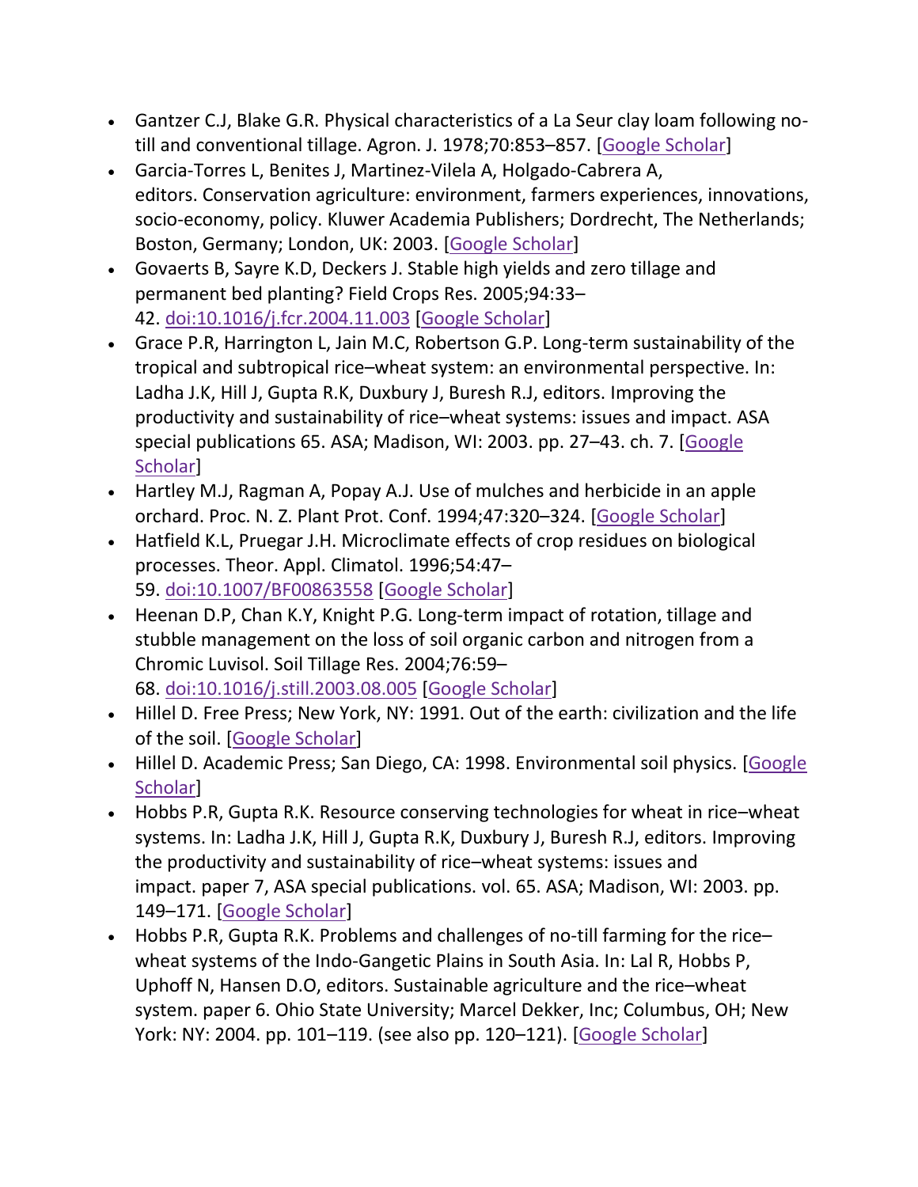- Gantzer C.J, Blake G.R. Physical characteristics of a La Seur clay loam following no-till and conventional tillage. Agron. J. 1978;70:853–857. [Google Scholar]
- Garcia-Torres L, Benites J, Martinez-Vilela A, Holgado-Cabrera A, editors. Conservation agriculture: environment, farmers experiences, innovations, socio-economy, policy. Kluwer Academia Publishers; Dordrecht, The Netherlands; Boston, Germany; London, UK: 2003. [Google Scholar]
- Govaerts B, Sayre K.D, Deckers J. Stable high yields and zero tillage and permanent bed planting? Field Crops Res. 2005;94:33–42. doi:10.1016/j.fcr.2004.11.003 [Google Scholar]
- Grace P.R, Harrington L, Jain M.C, Robertson G.P. Long-term sustainability of the tropical and subtropical rice–wheat system: an environmental perspective. In: Ladha J.K, Hill J, Gupta R.K, Duxbury J, Buresh R.J, editors. Improving the productivity and sustainability of rice–wheat systems: issues and impact. ASA special publications 65. ASA; Madison, WI: 2003. pp. 27–43. ch. 7. [Google Scholar]
- Hartley M.J, Ragman A, Popay A.J. Use of mulches and herbicide in an apple orchard. Proc. N. Z. Plant Prot. Conf. 1994;47:320–324. [Google Scholar]
- Hatfield K.L, Pruegar J.H. Microclimate effects of crop residues on biological processes. Theor. Appl. Climatol. 1996;54:47–59. doi:10.1007/BF00863558 [Google Scholar]
- Heenan D.P, Chan K.Y, Knight P.G. Long-term impact of rotation, tillage and stubble management on the loss of soil organic carbon and nitrogen from a Chromic Luvisol. Soil Tillage Res. 2004;76:59–68. doi:10.1016/j.still.2003.08.005 [Google Scholar]
- Hillel D. Free Press; New York, NY: 1991. Out of the earth: civilization and the life of the soil. [Google Scholar]
- Hillel D. Academic Press; San Diego, CA: 1998. Environmental soil physics. [Google Scholar]
- Hobbs P.R, Gupta R.K. Resource conserving technologies for wheat in rice–wheat systems. In: Ladha J.K, Hill J, Gupta R.K, Duxbury J, Buresh R.J, editors. Improving the productivity and sustainability of rice–wheat systems: issues and impact. paper 7, ASA special publications. vol. 65. ASA; Madison, WI: 2003. pp. 149–171. [Google Scholar]
- Hobbs P.R, Gupta R.K. Problems and challenges of no-till farming for the rice–wheat systems of the Indo-Gangetic Plains in South Asia. In: Lal R, Hobbs P, Uphoff N, Hansen D.O, editors. Sustainable agriculture and the rice–wheat system. paper 6. Ohio State University; Marcel Dekker, Inc; Columbus, OH; New York: NY: 2004. pp. 101–119. (see also pp. 120–121). [Google Scholar]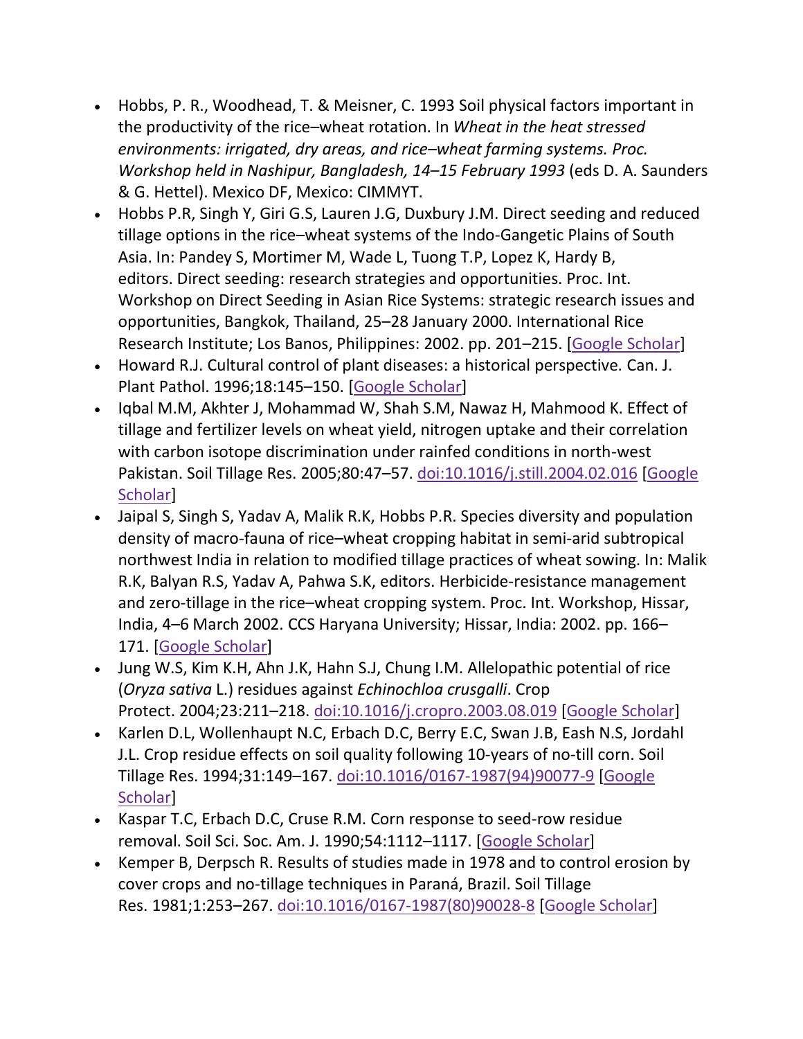- Hobbs, P. R., Woodhead, T. & Meisner, C. 1993 Soil physical factors important in the productivity of the rice–wheat rotation. In *Wheat in the heat stressed environments: irrigated, dry areas, and rice–wheat farming systems. Proc. Workshop held in Nashipur, Bangladesh, 14–15 February 1993* (eds D. A. Saunders & G. Hettel). Mexico DF, Mexico: CIMMYT.
- Hobbs P.R, Singh Y, Giri G.S, Lauren J.G, Duxbury J.M. Direct seeding and reduced tillage options in the rice–wheat systems of the Indo-Gangetic Plains of South Asia. In: Pandey S, Mortimer M, Wade L, Tuong T.P, Lopez K, Hardy B, editors. Direct seeding: research strategies and opportunities. Proc. Int. Workshop on Direct Seeding in Asian Rice Systems: strategic research issues and opportunities, Bangkok, Thailand, 25–28 January 2000. International Rice Research Institute; Los Banos, Philippines: 2002. pp. 201–215. [Google Scholar]
- Howard R.J. Cultural control of plant diseases: a historical perspective. Can. J. Plant Pathol. 1996;18:145–150. [Google Scholar]
- Iqbal M.M, Akhter J, Mohammad W, Shah S.M, Nawaz H, Mahmood K. Effect of tillage and fertilizer levels on wheat yield, nitrogen uptake and their correlation with carbon isotope discrimination under rainfed conditions in north-west Pakistan. Soil Tillage Res. 2005;80:47–57. doi:10.1016/j.still.2004.02.016 [Google Scholar]
- Jaipal S, Singh S, Yadav A, Malik R.K, Hobbs P.R. Species diversity and population density of macro-fauna of rice–wheat cropping habitat in semi-arid subtropical northwest India in relation to modified tillage practices of wheat sowing. In: Malik R.K, Balyan R.S, Yadav A, Pahwa S.K, editors. Herbicide-resistance management and zero-tillage in the rice–wheat cropping system. Proc. Int. Workshop, Hissar, India, 4–6 March 2002. CCS Haryana University; Hissar, India: 2002. pp. 166–171. [Google Scholar]
- Jung W.S, Kim K.H, Ahn J.K, Hahn S.J, Chung I.M. Allelopathic potential of rice (*Oryza sativa* L.) residues against *Echinochloa crusgalli*. Crop Protect. 2004;23:211–218. doi:10.1016/j.cropro.2003.08.019 [Google Scholar]
- Karlen D.L, Wollenhaupt N.C, Erbach D.C, Berry E.C, Swan J.B, Eash N.S, Jordahl J.L. Crop residue effects on soil quality following 10-years of no-till corn. Soil Tillage Res. 1994;31:149–167. doi:10.1016/0167-1987(94)90077-9 [Google Scholar]
- Kaspar T.C, Erbach D.C, Cruse R.M. Corn response to seed-row residue removal. Soil Sci. Soc. Am. J. 1990;54:1112–1117. [Google Scholar]
- Kemper B, Derpsch R. Results of studies made in 1978 and to control erosion by cover crops and no-tillage techniques in Paraná, Brazil. Soil Tillage Res. 1981;1:253–267. doi:10.1016/0167-1987(80)90028-8 [Google Scholar]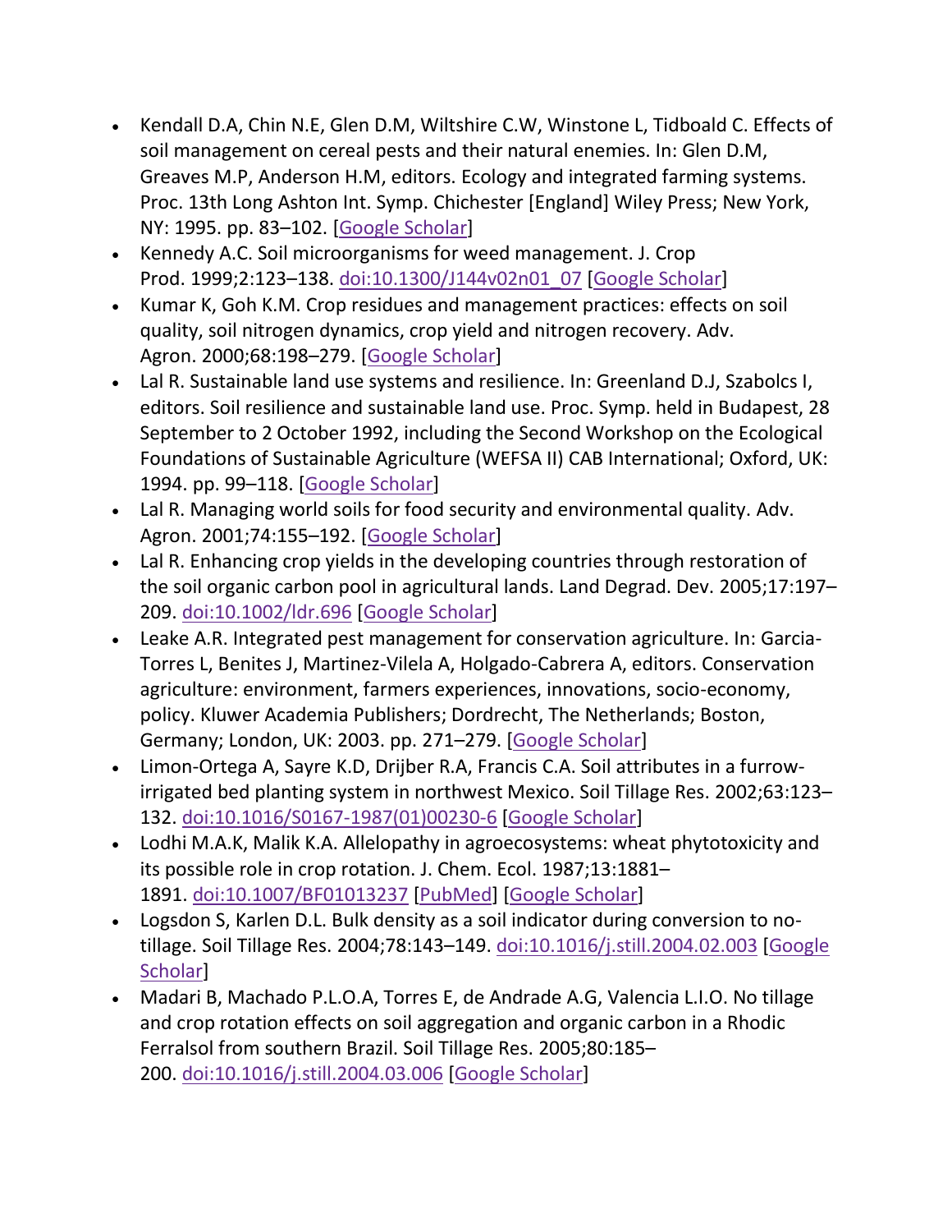- Kendall D.A, Chin N.E, Glen D.M, Wiltshire C.W, Winstone L, Tidboald C. Effects of soil management on cereal pests and their natural enemies. In: Glen D.M, Greaves M.P, Anderson H.M, editors. Ecology and integrated farming systems. Proc. 13th Long Ashton Int. Symp. Chichester [England] Wiley Press; New York, NY: 1995. pp. 83–102. [Google Scholar]
- Kennedy A.C. Soil microorganisms for weed management. J. Crop Prod. 1999;2:123–138. doi:10.1300/J144v02n01_07 [Google Scholar]
- Kumar K, Goh K.M. Crop residues and management practices: effects on soil quality, soil nitrogen dynamics, crop yield and nitrogen recovery. Adv. Agron. 2000;68:198–279. [Google Scholar]
- Lal R. Sustainable land use systems and resilience. In: Greenland D.J, Szabolcs I, editors. Soil resilience and sustainable land use. Proc. Symp. held in Budapest, 28 September to 2 October 1992, including the Second Workshop on the Ecological Foundations of Sustainable Agriculture (WEFSA II) CAB International; Oxford, UK: 1994. pp. 99–118. [Google Scholar]
- Lal R. Managing world soils for food security and environmental quality. Adv. Agron. 2001;74:155–192. [Google Scholar]
- Lal R. Enhancing crop yields in the developing countries through restoration of the soil organic carbon pool in agricultural lands. Land Degrad. Dev. 2005;17:197–209. doi:10.1002/ldr.696 [Google Scholar]
- Leake A.R. Integrated pest management for conservation agriculture. In: Garcia-Torres L, Benites J, Martinez-Vilela A, Holgado-Cabrera A, editors. Conservation agriculture: environment, farmers experiences, innovations, socio-economy, policy. Kluwer Academia Publishers; Dordrecht, The Netherlands; Boston, Germany; London, UK: 2003. pp. 271–279. [Google Scholar]
- Limon-Ortega A, Sayre K.D, Drijber R.A, Francis C.A. Soil attributes in a furrow-irrigated bed planting system in northwest Mexico. Soil Tillage Res. 2002;63:123–132. doi:10.1016/S0167-1987(01)00230-6 [Google Scholar]
- Lodhi M.A.K, Malik K.A. Allelopathy in agroecosystems: wheat phytotoxicity and its possible role in crop rotation. J. Chem. Ecol. 1987;13:1881–1891. doi:10.1007/BF01013237 [PubMed] [Google Scholar]
- Logsdon S, Karlen D.L. Bulk density as a soil indicator during conversion to no-tillage. Soil Tillage Res. 2004;78:143–149. doi:10.1016/j.still.2004.02.003 [Google Scholar]
- Madari B, Machado P.L.O.A, Torres E, de Andrade A.G, Valencia L.I.O. No tillage and crop rotation effects on soil aggregation and organic carbon in a Rhodic Ferralsol from southern Brazil. Soil Tillage Res. 2005;80:185–200. doi:10.1016/j.still.2004.03.006 [Google Scholar]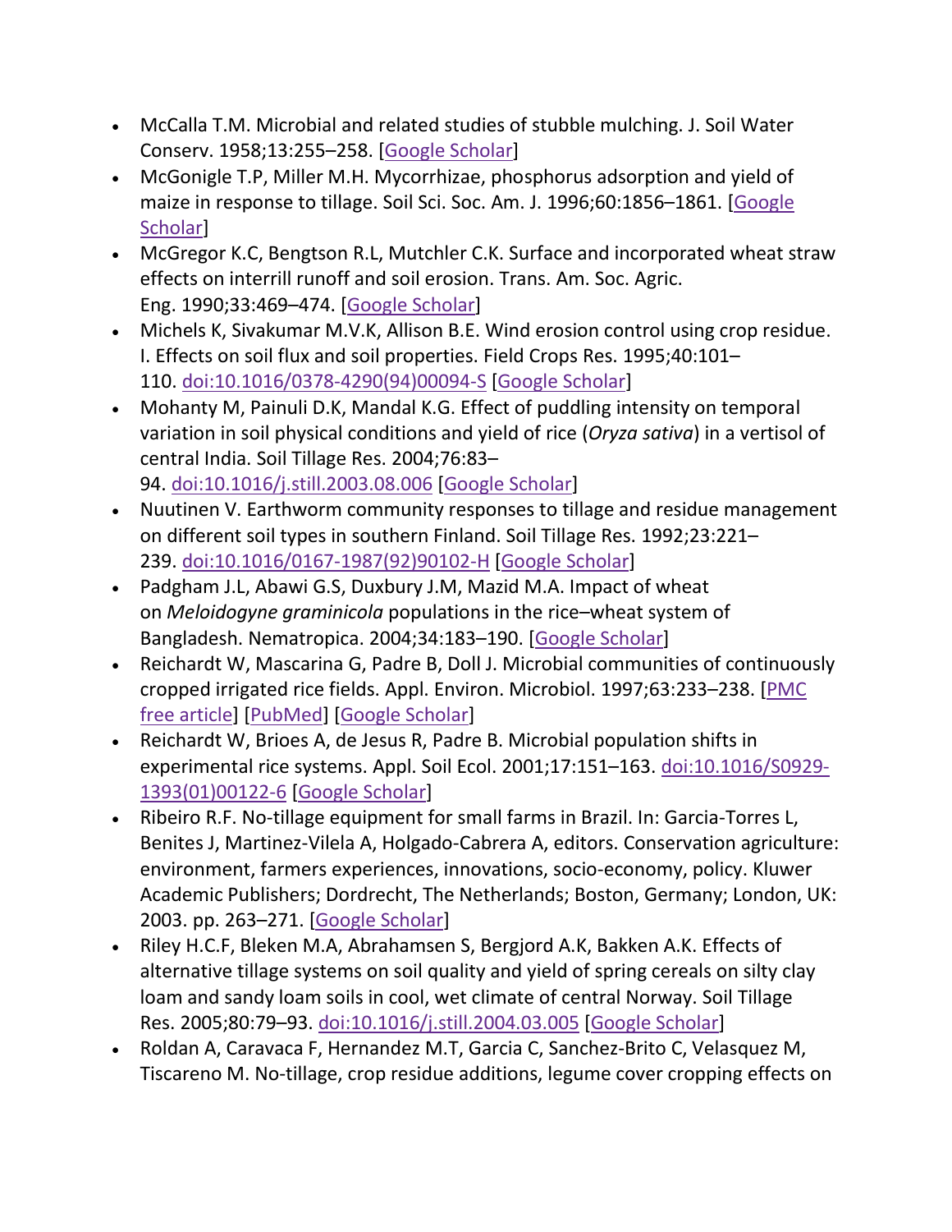- McCalla T.M. Microbial and related studies of stubble mulching. J. Soil Water Conserv. 1958;13:255–258. [Google Scholar]
- McGonigle T.P, Miller M.H. Mycorrhizae, phosphorus adsorption and yield of maize in response to tillage. Soil Sci. Soc. Am. J. 1996;60:1856–1861. [Google Scholar]
- McGregor K.C, Bengtson R.L, Mutchler C.K. Surface and incorporated wheat straw effects on interrill runoff and soil erosion. Trans. Am. Soc. Agric. Eng. 1990;33:469–474. [Google Scholar]
- Michels K, Sivakumar M.V.K, Allison B.E. Wind erosion control using crop residue. I. Effects on soil flux and soil properties. Field Crops Res. 1995;40:101–110. doi:10.1016/0378-4290(94)00094-S [Google Scholar]
- Mohanty M, Painuli D.K, Mandal K.G. Effect of puddling intensity on temporal variation in soil physical conditions and yield of rice (*Oryza sativa*) in a vertisol of central India. Soil Tillage Res. 2004;76:83–94. doi:10.1016/j.still.2003.08.006 [Google Scholar]
- Nuutinen V. Earthworm community responses to tillage and residue management on different soil types in southern Finland. Soil Tillage Res. 1992;23:221–239. doi:10.1016/0167-1987(92)90102-H [Google Scholar]
- Padgham J.L, Abawi G.S, Duxbury J.M, Mazid M.A. Impact of wheat on *Meloidogyne graminicola* populations in the rice–wheat system of Bangladesh. Nematropica. 2004;34:183–190. [Google Scholar]
- Reichardt W, Mascarina G, Padre B, Doll J. Microbial communities of continuously cropped irrigated rice fields. Appl. Environ. Microbiol. 1997;63:233–238. [PMC free article] [PubMed] [Google Scholar]
- Reichardt W, Brioes A, de Jesus R, Padre B. Microbial population shifts in experimental rice systems. Appl. Soil Ecol. 2001;17:151–163. doi:10.1016/S0929-1393(01)00122-6 [Google Scholar]
- Ribeiro R.F. No-tillage equipment for small farms in Brazil. In: Garcia-Torres L, Benites J, Martinez-Vilela A, Holgado-Cabrera A, editors. Conservation agriculture: environment, farmers experiences, innovations, socio-economy, policy. Kluwer Academic Publishers; Dordrecht, The Netherlands; Boston, Germany; London, UK: 2003. pp. 263–271. [Google Scholar]
- Riley H.C.F, Bleken M.A, Abrahamsen S, Bergjord A.K, Bakken A.K. Effects of alternative tillage systems on soil quality and yield of spring cereals on silty clay loam and sandy loam soils in cool, wet climate of central Norway. Soil Tillage Res. 2005;80:79–93. doi:10.1016/j.still.2004.03.005 [Google Scholar]
- Roldan A, Caravaca F, Hernandez M.T, Garcia C, Sanchez-Brito C, Velasquez M, Tiscareno M. No-tillage, crop residue additions, legume cover cropping effects on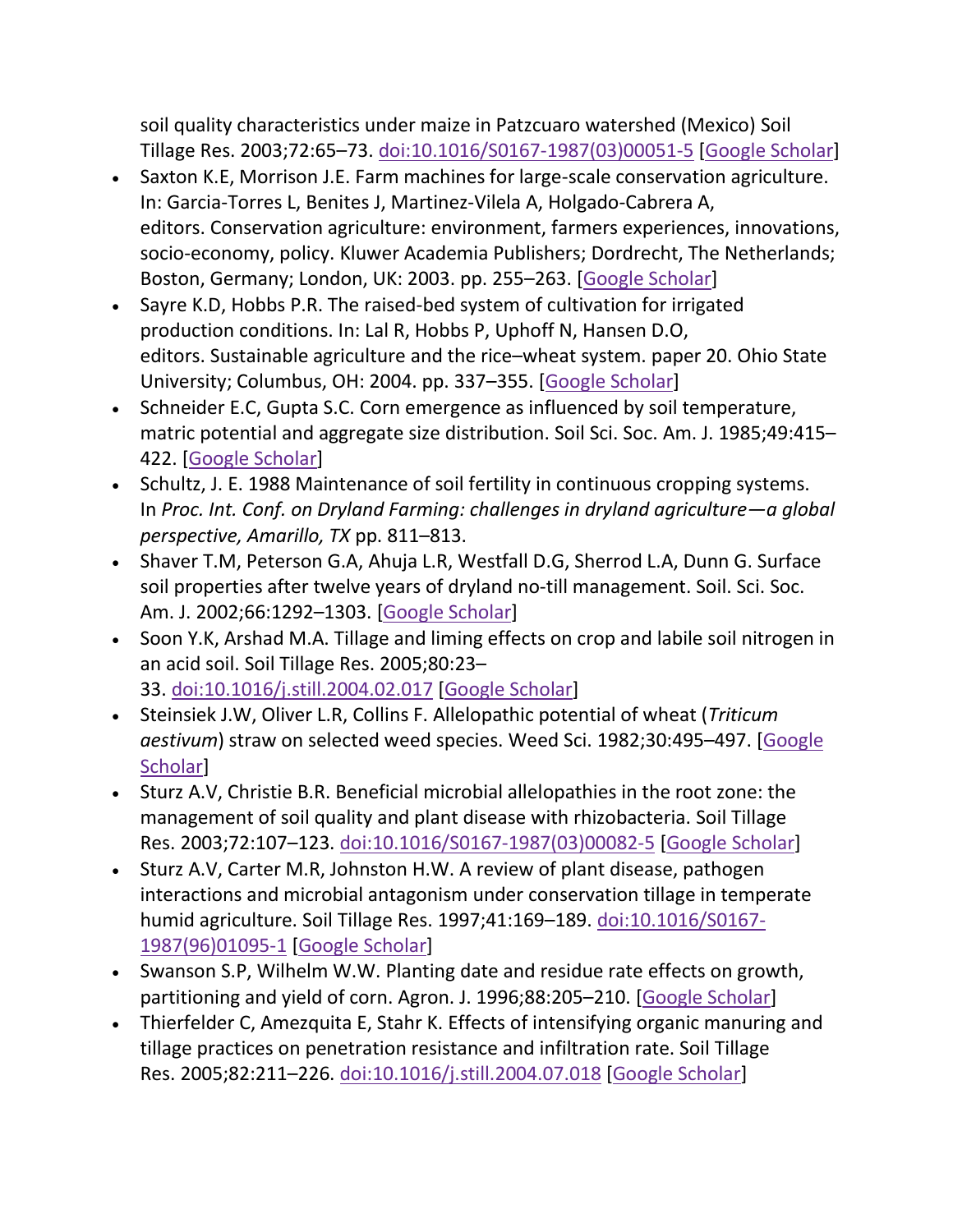soil quality characteristics under maize in Patzcuaro watershed (Mexico) Soil Tillage Res. 2003;72:65–73. doi:10.1016/S0167-1987(03)00051-5 [Google Scholar]

- Saxton K.E, Morrison J.E. Farm machines for large-scale conservation agriculture. In: Garcia-Torres L, Benites J, Martinez-Vilela A, Holgado-Cabrera A, editors. Conservation agriculture: environment, farmers experiences, innovations, socio-economy, policy. Kluwer Academia Publishers; Dordrecht, The Netherlands; Boston, Germany; London, UK: 2003. pp. 255–263. [Google Scholar]
- Sayre K.D, Hobbs P.R. The raised-bed system of cultivation for irrigated production conditions. In: Lal R, Hobbs P, Uphoff N, Hansen D.O, editors. Sustainable agriculture and the rice–wheat system. paper 20. Ohio State University; Columbus, OH: 2004. pp. 337–355. [Google Scholar]
- Schneider E.C, Gupta S.C. Corn emergence as influenced by soil temperature, matric potential and aggregate size distribution. Soil Sci. Soc. Am. J. 1985;49:415–422. [Google Scholar]
- Schultz, J. E. 1988 Maintenance of soil fertility in continuous cropping systems. In *Proc. Int. Conf. on Dryland Farming: challenges in dryland agriculture—a global perspective, Amarillo, TX* pp. 811–813.
- Shaver T.M, Peterson G.A, Ahuja L.R, Westfall D.G, Sherrod L.A, Dunn G. Surface soil properties after twelve years of dryland no-till management. Soil. Sci. Soc. Am. J. 2002;66:1292–1303. [Google Scholar]
- Soon Y.K, Arshad M.A. Tillage and liming effects on crop and labile soil nitrogen in an acid soil. Soil Tillage Res. 2005;80:23–33. doi:10.1016/j.still.2004.02.017 [Google Scholar]
- Steinsiek J.W, Oliver L.R, Collins F. Allelopathic potential of wheat (*Triticum aestivum*) straw on selected weed species. Weed Sci. 1982;30:495–497. [Google Scholar]
- Sturz A.V, Christie B.R. Beneficial microbial allelopathies in the root zone: the management of soil quality and plant disease with rhizobacteria. Soil Tillage Res. 2003;72:107–123. doi:10.1016/S0167-1987(03)00082-5 [Google Scholar]
- Sturz A.V, Carter M.R, Johnston H.W. A review of plant disease, pathogen interactions and microbial antagonism under conservation tillage in temperate humid agriculture. Soil Tillage Res. 1997;41:169–189. doi:10.1016/S0167-1987(96)01095-1 [Google Scholar]
- Swanson S.P, Wilhelm W.W. Planting date and residue rate effects on growth, partitioning and yield of corn. Agron. J. 1996;88:205–210. [Google Scholar]
- Thierfelder C, Amezquita E, Stahr K. Effects of intensifying organic manuring and tillage practices on penetration resistance and infiltration rate. Soil Tillage Res. 2005;82:211–226. doi:10.1016/j.still.2004.07.018 [Google Scholar]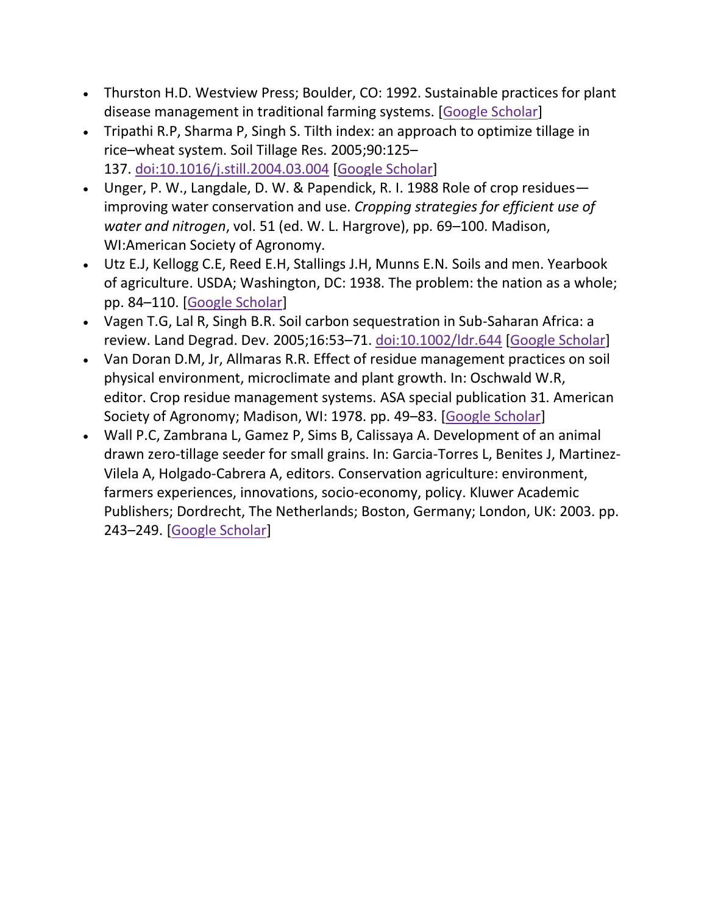- Thurston H.D. Westview Press; Boulder, CO: 1992. Sustainable practices for plant disease management in traditional farming systems. [Google Scholar]
- Tripathi R.P, Sharma P, Singh S. Tilth index: an approach to optimize tillage in rice–wheat system. Soil Tillage Res. 2005;90:125–137. doi:10.1016/j.still.2004.03.004 [Google Scholar]
- Unger, P. W., Langdale, D. W. & Papendick, R. I. 1988 Role of crop residues—improving water conservation and use. *Cropping strategies for efficient use of water and nitrogen*, vol. 51 (ed. W. L. Hargrove), pp. 69–100. Madison, WI:American Society of Agronomy.
- Utz E.J, Kellogg C.E, Reed E.H, Stallings J.H, Munns E.N. Soils and men. Yearbook of agriculture. USDA; Washington, DC: 1938. The problem: the nation as a whole; pp. 84–110. [Google Scholar]
- Vagen T.G, Lal R, Singh B.R. Soil carbon sequestration in Sub-Saharan Africa: a review. Land Degrad. Dev. 2005;16:53–71. doi:10.1002/ldr.644 [Google Scholar]
- Van Doran D.M, Jr, Allmaras R.R. Effect of residue management practices on soil physical environment, microclimate and plant growth. In: Oschwald W.R, editor. Crop residue management systems. ASA special publication 31. American Society of Agronomy; Madison, WI: 1978. pp. 49–83. [Google Scholar]
- Wall P.C, Zambrana L, Gamez P, Sims B, Calissaya A. Development of an animal drawn zero-tillage seeder for small grains. In: Garcia-Torres L, Benites J, Martinez-Vilela A, Holgado-Cabrera A, editors. Conservation agriculture: environment, farmers experiences, innovations, socio-economy, policy. Kluwer Academic Publishers; Dordrecht, The Netherlands; Boston, Germany; London, UK: 2003. pp. 243–249. [Google Scholar]